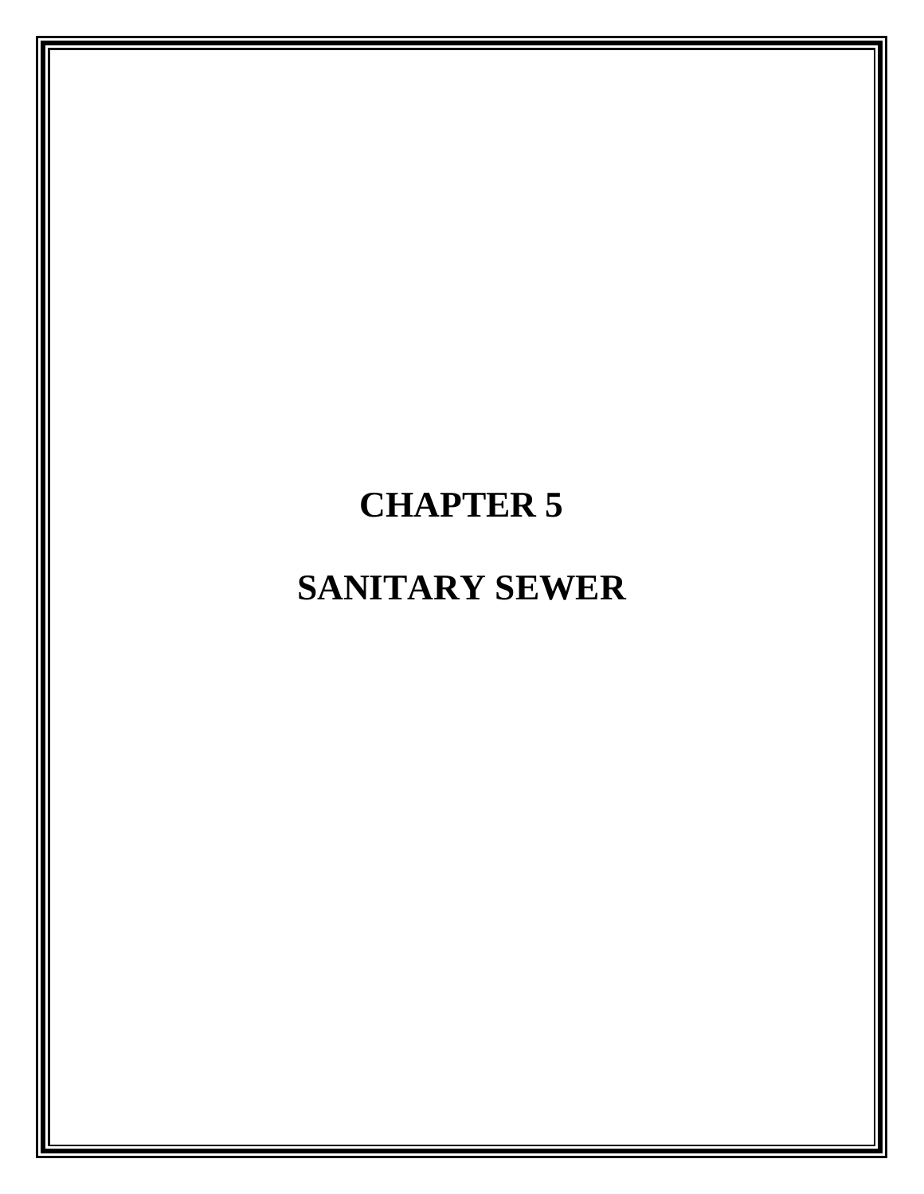# CHAPTER 5

# SANITARY SEWER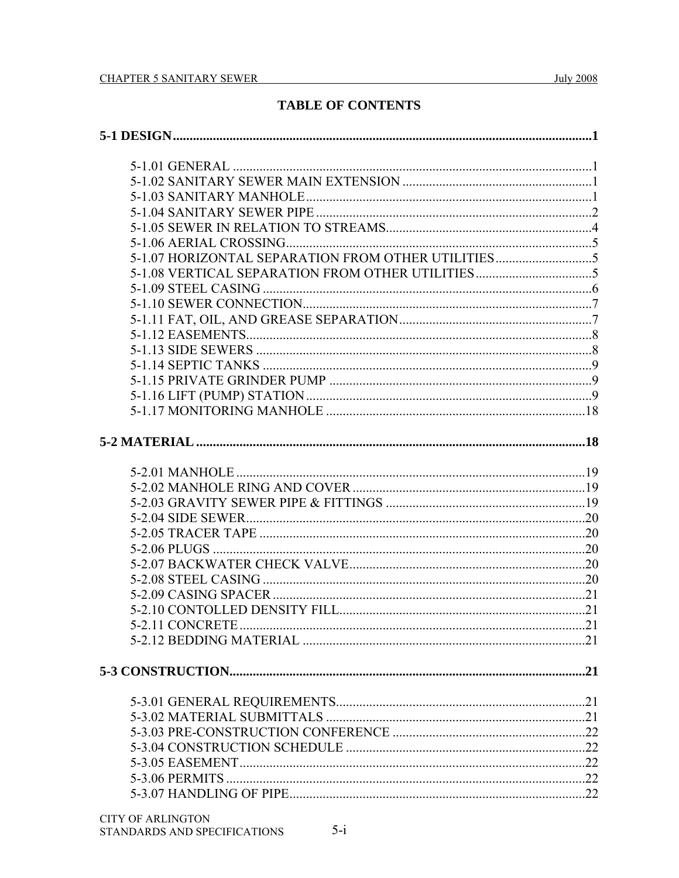# TABLE OF CONTENTS

**5-1 DESIGN** .......... 1

- 5-1.01 GENERAL .......... 1
- 5-1.02 SANITARY SEWER MAIN EXTENSION .......... 1
- 5-1.03 SANITARY MANHOLE .......... 1
- 5-1.04 SANITARY SEWER PIPE .......... 2
- 5-1.05 SEWER IN RELATION TO STREAMS .......... 4
- 5-1.06 AERIAL CROSSING .......... 5
- 5-1.07 HORIZONTAL SEPARATION FROM OTHER UTILITIES .......... 5
- 5-1.08 VERTICAL SEPARATION FROM OTHER UTILITIES .......... 5
- 5-1.09 STEEL CASING .......... 6
- 5-1.10 SEWER CONNECTION .......... 7
- 5-1.11 FAT, OIL, AND GREASE SEPARATION .......... 7
- 5-1.12 EASEMENTS .......... 8
- 5-1.13 SIDE SEWERS .......... 8
- 5-1.14 SEPTIC TANKS .......... 9
- 5-1.15 PRIVATE GRINDER PUMP .......... 9
- 5-1.16 LIFT (PUMP) STATION .......... 9
- 5-1.17 MONITORING MANHOLE .......... 18

**5-2 MATERIAL** .......... 18

- 5-2.01 MANHOLE .......... 19
- 5-2.02 MANHOLE RING AND COVER .......... 19
- 5-2.03 GRAVITY SEWER PIPE & FITTINGS .......... 19
- 5-2.04 SIDE SEWER .......... 20
- 5-2.05 TRACER TAPE .......... 20
- 5-2.06 PLUGS .......... 20
- 5-2.07 BACKWATER CHECK VALVE .......... 20
- 5-2.08 STEEL CASING .......... 20
- 5-2.09 CASING SPACER .......... 21
- 5-2.10 CONTOLLED DENSITY FILL .......... 21
- 5-2.11 CONCRETE .......... 21
- 5-2.12 BEDDING MATERIAL .......... 21

**5-3 CONSTRUCTION** .......... 21

- 5-3.01 GENERAL REQUIREMENTS .......... 21
- 5-3.02 MATERIAL SUBMITTALS .......... 21
- 5-3.03 PRE-CONSTRUCTION CONFERENCE .......... 22
- 5-3.04 CONSTRUCTION SCHEDULE .......... 22
- 5-3.05 EASEMENT .......... 22
- 5-3.06 PERMITS .......... 22
- 5-3.07 HANDLING OF PIPE .......... 22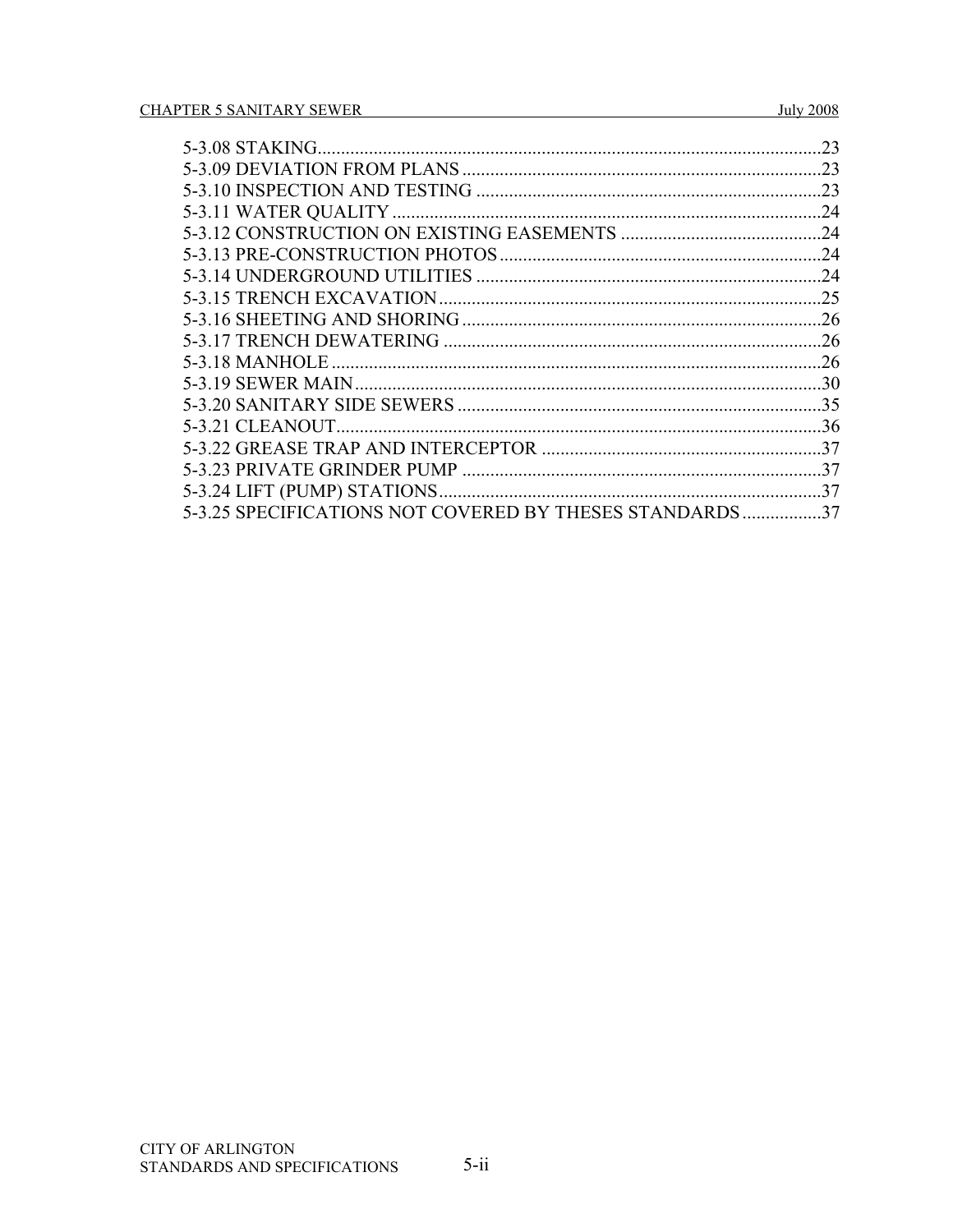5-3.08 STAKING....................................................................................................23
5-3.09 DEVIATION FROM PLANS .............................................................................23
5-3.10 INSPECTION AND TESTING ...........................................................................23
5-3.11 WATER QUALITY .............................................................................................24
5-3.12 CONSTRUCTION ON EXISTING EASEMENTS ............................................24
5-3.13 PRE-CONSTRUCTION PHOTOS.....................................................................24
5-3.14 UNDERGROUND UTILITIES ..........................................................................24
5-3.15 TRENCH EXCAVATION..................................................................................25
5-3.16 SHEETING AND SHORING.............................................................................26
5-3.17 TRENCH DEWATERING .................................................................................26
5-3.18 MANHOLE .........................................................................................................26
5-3.19 SEWER MAIN.....................................................................................................30
5-3.20 SANITARY SIDE SEWERS ..............................................................................35
5-3.21 CLEANOUT.........................................................................................................36
5-3.22 GREASE TRAP AND INTERCEPTOR ............................................................37
5-3.23 PRIVATE GRINDER PUMP .............................................................................37
5-3.24 LIFT (PUMP) STATIONS..................................................................................37
5-3.25 SPECIFICATIONS NOT COVERED BY THESES STANDARDS.................37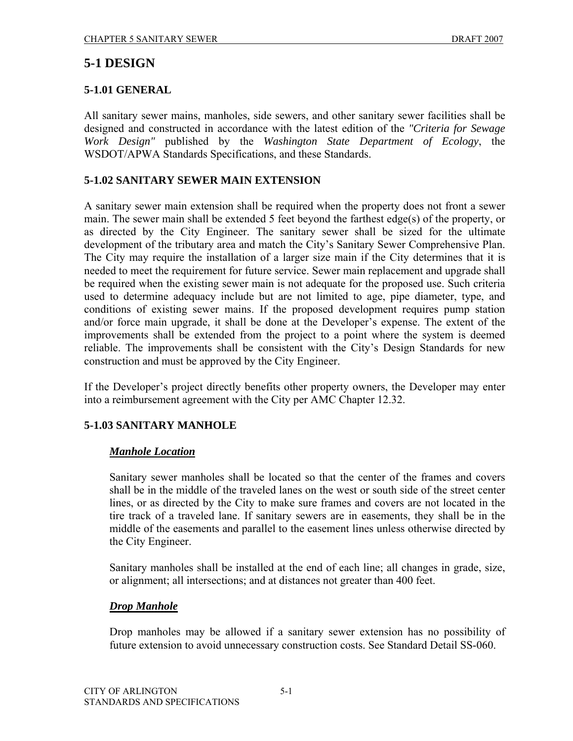# 5-1 DESIGN

## 5-1.01 GENERAL

All sanitary sewer mains, manholes, side sewers, and other sanitary sewer facilities shall be designed and constructed in accordance with the latest edition of the *"Criteria for Sewage Work Design"* published by the *Washington State Department of Ecology*, the WSDOT/APWA Standards Specifications, and these Standards.

## 5-1.02 SANITARY SEWER MAIN EXTENSION

A sanitary sewer main extension shall be required when the property does not front a sewer main. The sewer main shall be extended 5 feet beyond the farthest edge(s) of the property, or as directed by the City Engineer. The sanitary sewer shall be sized for the ultimate development of the tributary area and match the City's Sanitary Sewer Comprehensive Plan. The City may require the installation of a larger size main if the City determines that it is needed to meet the requirement for future service. Sewer main replacement and upgrade shall be required when the existing sewer main is not adequate for the proposed use. Such criteria used to determine adequacy include but are not limited to age, pipe diameter, type, and conditions of existing sewer mains. If the proposed development requires pump station and/or force main upgrade, it shall be done at the Developer's expense. The extent of the improvements shall be extended from the project to a point where the system is deemed reliable. The improvements shall be consistent with the City's Design Standards for new construction and must be approved by the City Engineer.

If the Developer's project directly benefits other property owners, the Developer may enter into a reimbursement agreement with the City per AMC Chapter 12.32.

## 5-1.03 SANITARY MANHOLE

***Manhole Location***

Sanitary sewer manholes shall be located so that the center of the frames and covers shall be in the middle of the traveled lanes on the west or south side of the street center lines, or as directed by the City to make sure frames and covers are not located in the tire track of a traveled lane. If sanitary sewers are in easements, they shall be in the middle of the easements and parallel to the easement lines unless otherwise directed by the City Engineer.

Sanitary manholes shall be installed at the end of each line; all changes in grade, size, or alignment; all intersections; and at distances not greater than 400 feet.

***Drop Manhole***

Drop manholes may be allowed if a sanitary sewer extension has no possibility of future extension to avoid unnecessary construction costs. See Standard Detail SS-060.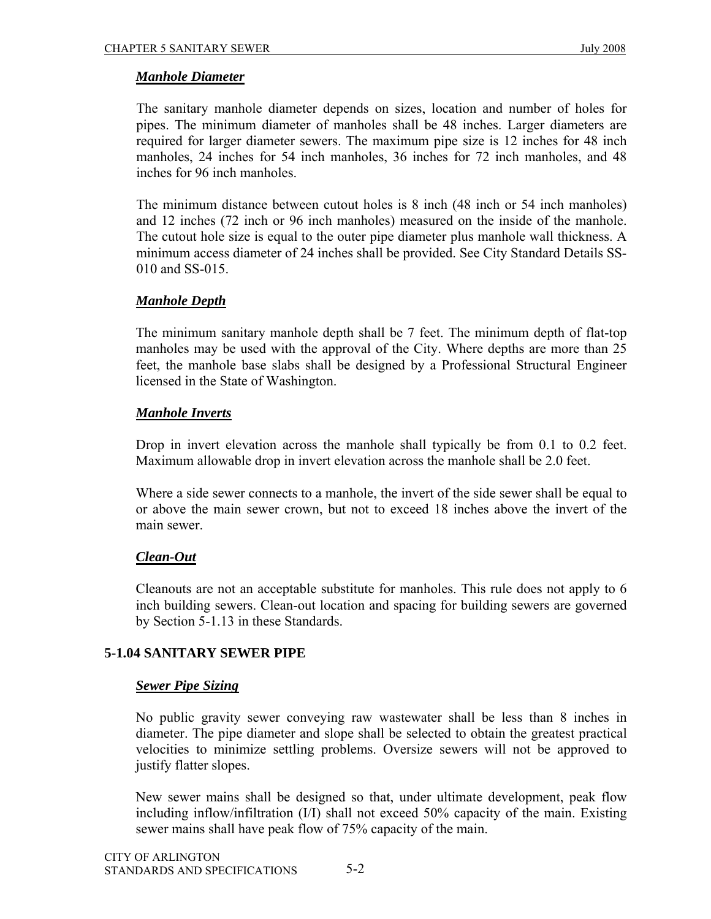### *Manhole Diameter*

The sanitary manhole diameter depends on sizes, location and number of holes for pipes. The minimum diameter of manholes shall be 48 inches. Larger diameters are required for larger diameter sewers. The maximum pipe size is 12 inches for 48 inch manholes, 24 inches for 54 inch manholes, 36 inches for 72 inch manholes, and 48 inches for 96 inch manholes.

The minimum distance between cutout holes is 8 inch (48 inch or 54 inch manholes) and 12 inches (72 inch or 96 inch manholes) measured on the inside of the manhole. The cutout hole size is equal to the outer pipe diameter plus manhole wall thickness. A minimum access diameter of 24 inches shall be provided. See City Standard Details SS-010 and SS-015.

### *Manhole Depth*

The minimum sanitary manhole depth shall be 7 feet. The minimum depth of flat-top manholes may be used with the approval of the City. Where depths are more than 25 feet, the manhole base slabs shall be designed by a Professional Structural Engineer licensed in the State of Washington.

### *Manhole Inverts*

Drop in invert elevation across the manhole shall typically be from 0.1 to 0.2 feet. Maximum allowable drop in invert elevation across the manhole shall be 2.0 feet.

Where a side sewer connects to a manhole, the invert of the side sewer shall be equal to or above the main sewer crown, but not to exceed 18 inches above the invert of the main sewer.

### *Clean-Out*

Cleanouts are not an acceptable substitute for manholes. This rule does not apply to 6 inch building sewers. Clean-out location and spacing for building sewers are governed by Section 5-1.13 in these Standards.

## 5-1.04 SANITARY SEWER PIPE

### *Sewer Pipe Sizing*

No public gravity sewer conveying raw wastewater shall be less than 8 inches in diameter. The pipe diameter and slope shall be selected to obtain the greatest practical velocities to minimize settling problems. Oversize sewers will not be approved to justify flatter slopes.

New sewer mains shall be designed so that, under ultimate development, peak flow including inflow/infiltration (I/I) shall not exceed 50% capacity of the main. Existing sewer mains shall have peak flow of 75% capacity of the main.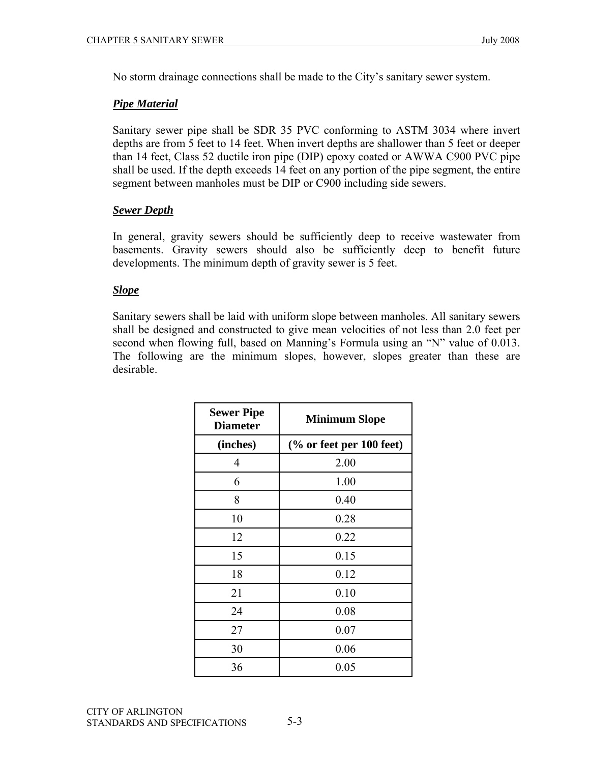No storm drainage connections shall be made to the City's sanitary sewer system.

***Pipe Material***

Sanitary sewer pipe shall be SDR 35 PVC conforming to ASTM 3034 where invert depths are from 5 feet to 14 feet. When invert depths are shallower than 5 feet or deeper than 14 feet, Class 52 ductile iron pipe (DIP) epoxy coated or AWWA C900 PVC pipe shall be used. If the depth exceeds 14 feet on any portion of the pipe segment, the entire segment between manholes must be DIP or C900 including side sewers.

***Sewer Depth***

In general, gravity sewers should be sufficiently deep to receive wastewater from basements. Gravity sewers should also be sufficiently deep to benefit future developments. The minimum depth of gravity sewer is 5 feet.

***Slope***

Sanitary sewers shall be laid with uniform slope between manholes. All sanitary sewers shall be designed and constructed to give mean velocities of not less than 2.0 feet per second when flowing full, based on Manning's Formula using an "N" value of 0.013. The following are the minimum slopes, however, slopes greater than these are desirable.

| Sewer Pipe Diameter | Minimum Slope |
|---|---|
| **(inches)** | **(% or feet per 100 feet)** |
| 4 | 2.00 |
| 6 | 1.00 |
| 8 | 0.40 |
| 10 | 0.28 |
| 12 | 0.22 |
| 15 | 0.15 |
| 18 | 0.12 |
| 21 | 0.10 |
| 24 | 0.08 |
| 27 | 0.07 |
| 30 | 0.06 |
| 36 | 0.05 |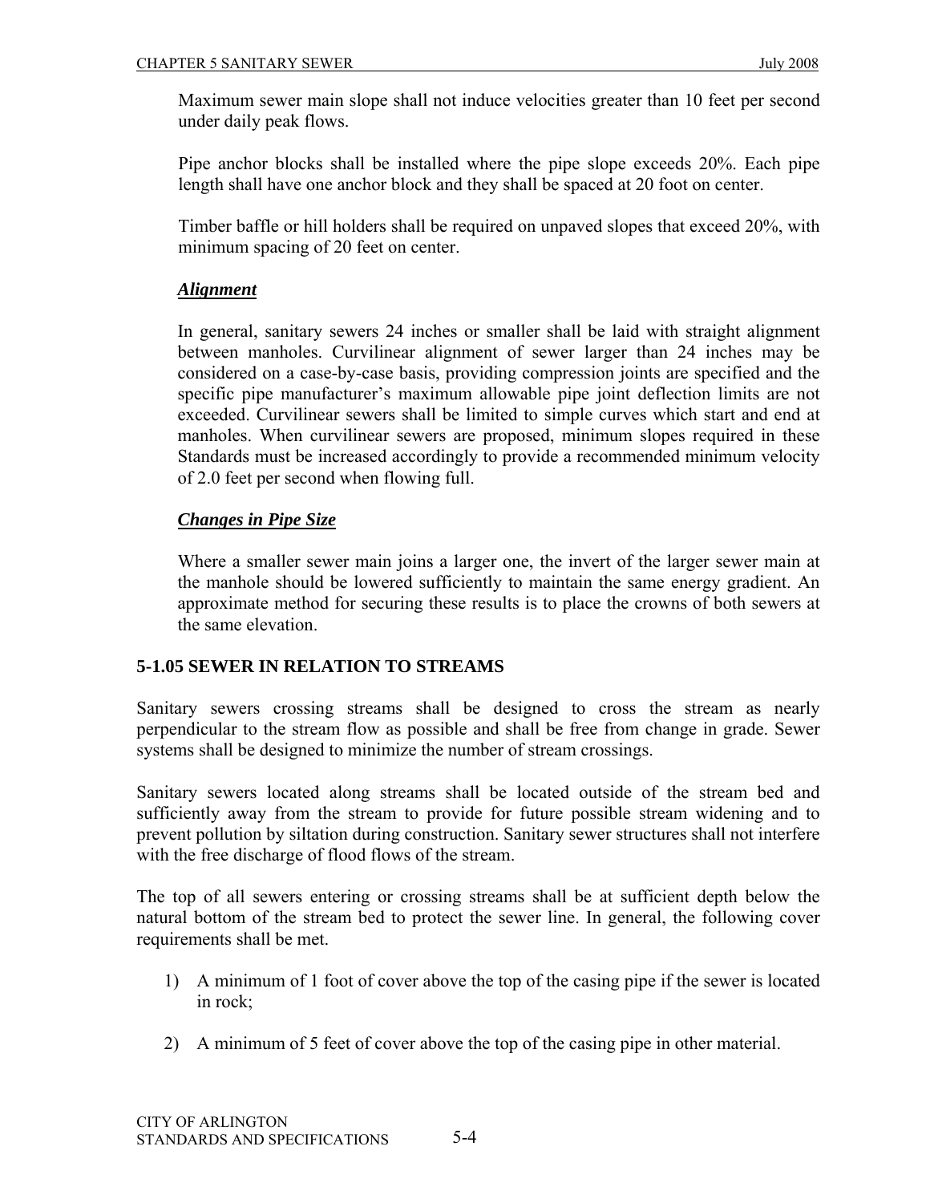Maximum sewer main slope shall not induce velocities greater than 10 feet per second under daily peak flows.

Pipe anchor blocks shall be installed where the pipe slope exceeds 20%. Each pipe length shall have one anchor block and they shall be spaced at 20 foot on center.

Timber baffle or hill holders shall be required on unpaved slopes that exceed 20%, with minimum spacing of 20 feet on center.

***Alignment***

In general, sanitary sewers 24 inches or smaller shall be laid with straight alignment between manholes. Curvilinear alignment of sewer larger than 24 inches may be considered on a case-by-case basis, providing compression joints are specified and the specific pipe manufacturer's maximum allowable pipe joint deflection limits are not exceeded. Curvilinear sewers shall be limited to simple curves which start and end at manholes. When curvilinear sewers are proposed, minimum slopes required in these Standards must be increased accordingly to provide a recommended minimum velocity of 2.0 feet per second when flowing full.

***Changes in Pipe Size***

Where a smaller sewer main joins a larger one, the invert of the larger sewer main at the manhole should be lowered sufficiently to maintain the same energy gradient. An approximate method for securing these results is to place the crowns of both sewers at the same elevation.

## 5-1.05 SEWER IN RELATION TO STREAMS

Sanitary sewers crossing streams shall be designed to cross the stream as nearly perpendicular to the stream flow as possible and shall be free from change in grade. Sewer systems shall be designed to minimize the number of stream crossings.

Sanitary sewers located along streams shall be located outside of the stream bed and sufficiently away from the stream to provide for future possible stream widening and to prevent pollution by siltation during construction. Sanitary sewer structures shall not interfere with the free discharge of flood flows of the stream.

The top of all sewers entering or crossing streams shall be at sufficient depth below the natural bottom of the stream bed to protect the sewer line. In general, the following cover requirements shall be met.

1) A minimum of 1 foot of cover above the top of the casing pipe if the sewer is located in rock;

2) A minimum of 5 feet of cover above the top of the casing pipe in other material.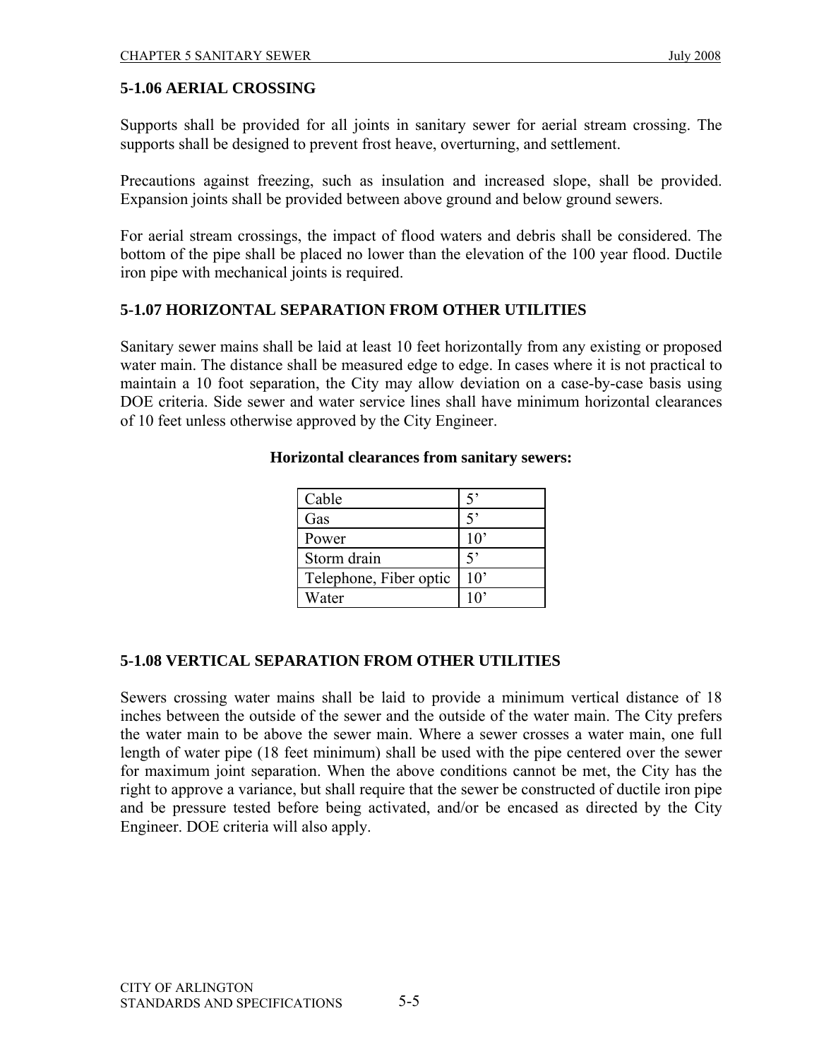## 5-1.06 AERIAL CROSSING

Supports shall be provided for all joints in sanitary sewer for aerial stream crossing. The supports shall be designed to prevent frost heave, overturning, and settlement.

Precautions against freezing, such as insulation and increased slope, shall be provided. Expansion joints shall be provided between above ground and below ground sewers.

For aerial stream crossings, the impact of flood waters and debris shall be considered. The bottom of the pipe shall be placed no lower than the elevation of the 100 year flood. Ductile iron pipe with mechanical joints is required.

## 5-1.07 HORIZONTAL SEPARATION FROM OTHER UTILITIES

Sanitary sewer mains shall be laid at least 10 feet horizontally from any existing or proposed water main. The distance shall be measured edge to edge. In cases where it is not practical to maintain a 10 foot separation, the City may allow deviation on a case-by-case basis using DOE criteria. Side sewer and water service lines shall have minimum horizontal clearances of 10 feet unless otherwise approved by the City Engineer.

**Horizontal clearances from sanitary sewers:**

| Utility | Clearance |
| --- | --- |
| Cable | 5’ |
| Gas | 5’ |
| Power | 10’ |
| Storm drain | 5’ |
| Telephone, Fiber optic | 10’ |
| Water | 10’ |

## 5-1.08 VERTICAL SEPARATION FROM OTHER UTILITIES

Sewers crossing water mains shall be laid to provide a minimum vertical distance of 18 inches between the outside of the sewer and the outside of the water main. The City prefers the water main to be above the sewer main. Where a sewer crosses a water main, one full length of water pipe (18 feet minimum) shall be used with the pipe centered over the sewer for maximum joint separation. When the above conditions cannot be met, the City has the right to approve a variance, but shall require that the sewer be constructed of ductile iron pipe and be pressure tested before being activated, and/or be encased as directed by the City Engineer. DOE criteria will also apply.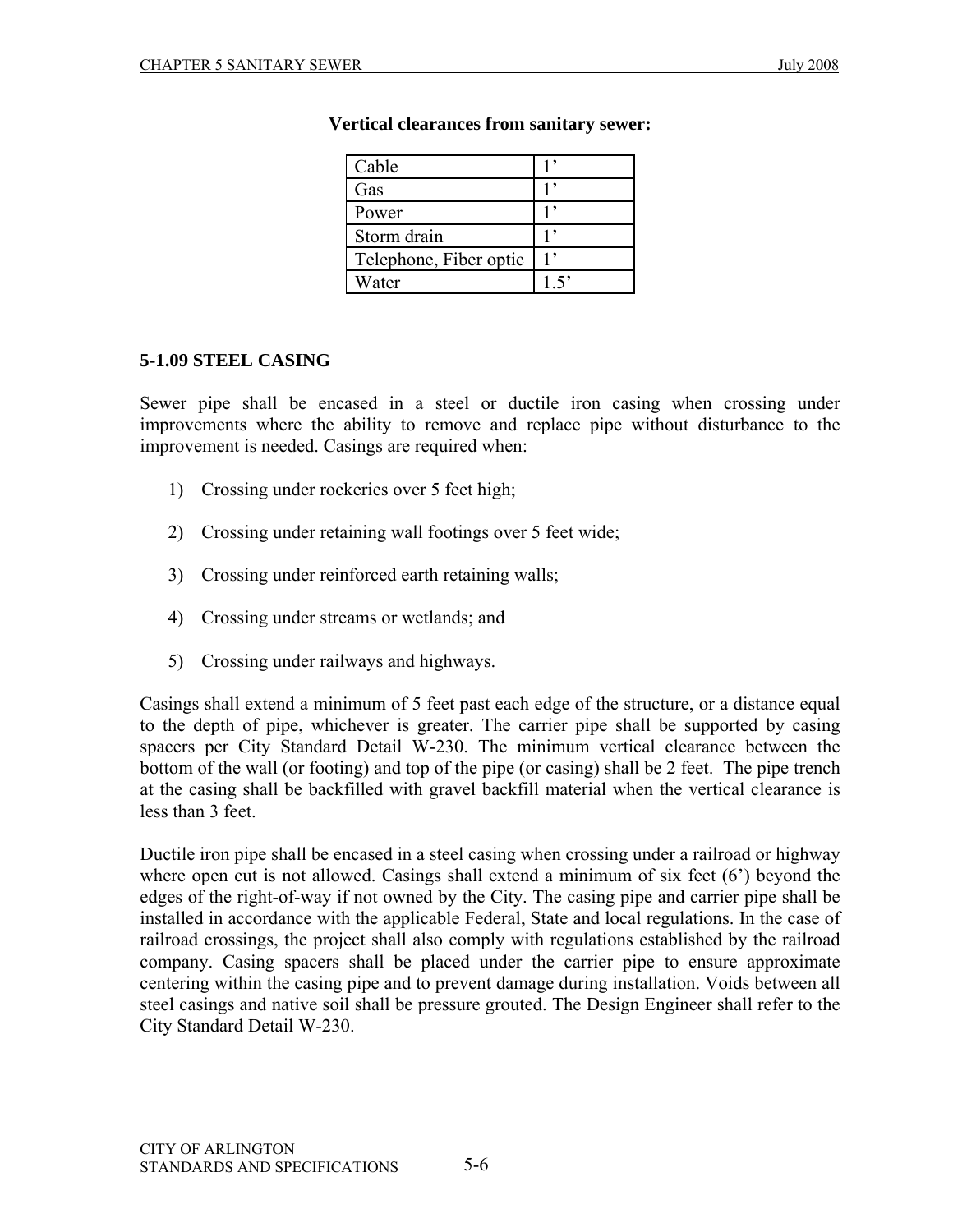**Vertical clearances from sanitary sewer:**

| Cable | 1’ |
|---|---|
| Gas | 1’ |
| Power | 1’ |
| Storm drain | 1’ |
| Telephone, Fiber optic | 1’ |
| Water | 1.5’ |

### 5-1.09 STEEL CASING

Sewer pipe shall be encased in a steel or ductile iron casing when crossing under improvements where the ability to remove and replace pipe without disturbance to the improvement is needed. Casings are required when:

1) Crossing under rockeries over 5 feet high;
2) Crossing under retaining wall footings over 5 feet wide;
3) Crossing under reinforced earth retaining walls;
4) Crossing under streams or wetlands; and
5) Crossing under railways and highways.

Casings shall extend a minimum of 5 feet past each edge of the structure, or a distance equal to the depth of pipe, whichever is greater. The carrier pipe shall be supported by casing spacers per City Standard Detail W-230. The minimum vertical clearance between the bottom of the wall (or footing) and top of the pipe (or casing) shall be 2 feet. The pipe trench at the casing shall be backfilled with gravel backfill material when the vertical clearance is less than 3 feet.

Ductile iron pipe shall be encased in a steel casing when crossing under a railroad or highway where open cut is not allowed. Casings shall extend a minimum of six feet (6’) beyond the edges of the right-of-way if not owned by the City. The casing pipe and carrier pipe shall be installed in accordance with the applicable Federal, State and local regulations. In the case of railroad crossings, the project shall also comply with regulations established by the railroad company. Casing spacers shall be placed under the carrier pipe to ensure approximate centering within the casing pipe and to prevent damage during installation. Voids between all steel casings and native soil shall be pressure grouted. The Design Engineer shall refer to the City Standard Detail W-230.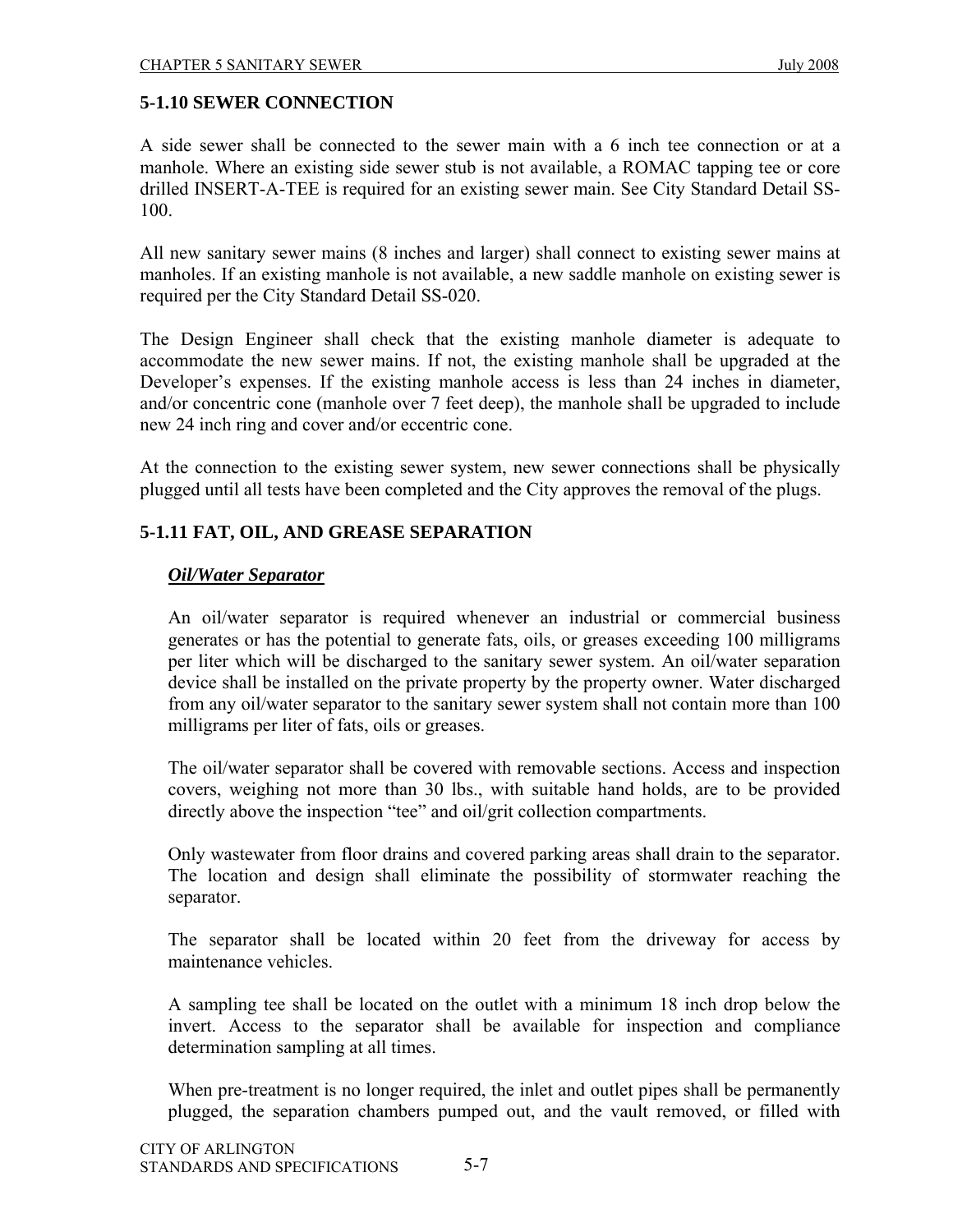### 5-1.10 SEWER CONNECTION

A side sewer shall be connected to the sewer main with a 6 inch tee connection or at a manhole. Where an existing side sewer stub is not available, a ROMAC tapping tee or core drilled INSERT-A-TEE is required for an existing sewer main. See City Standard Detail SS-100.

All new sanitary sewer mains (8 inches and larger) shall connect to existing sewer mains at manholes. If an existing manhole is not available, a new saddle manhole on existing sewer is required per the City Standard Detail SS-020.

The Design Engineer shall check that the existing manhole diameter is adequate to accommodate the new sewer mains. If not, the existing manhole shall be upgraded at the Developer's expenses. If the existing manhole access is less than 24 inches in diameter, and/or concentric cone (manhole over 7 feet deep), the manhole shall be upgraded to include new 24 inch ring and cover and/or eccentric cone.

At the connection to the existing sewer system, new sewer connections shall be physically plugged until all tests have been completed and the City approves the removal of the plugs.

### 5-1.11 FAT, OIL, AND GREASE SEPARATION

***Oil/Water Separator***

An oil/water separator is required whenever an industrial or commercial business generates or has the potential to generate fats, oils, or greases exceeding 100 milligrams per liter which will be discharged to the sanitary sewer system. An oil/water separation device shall be installed on the private property by the property owner. Water discharged from any oil/water separator to the sanitary sewer system shall not contain more than 100 milligrams per liter of fats, oils or greases.

The oil/water separator shall be covered with removable sections. Access and inspection covers, weighing not more than 30 lbs., with suitable hand holds, are to be provided directly above the inspection "tee" and oil/grit collection compartments.

Only wastewater from floor drains and covered parking areas shall drain to the separator. The location and design shall eliminate the possibility of stormwater reaching the separator.

The separator shall be located within 20 feet from the driveway for access by maintenance vehicles.

A sampling tee shall be located on the outlet with a minimum 18 inch drop below the invert. Access to the separator shall be available for inspection and compliance determination sampling at all times.

When pre-treatment is no longer required, the inlet and outlet pipes shall be permanently plugged, the separation chambers pumped out, and the vault removed, or filled with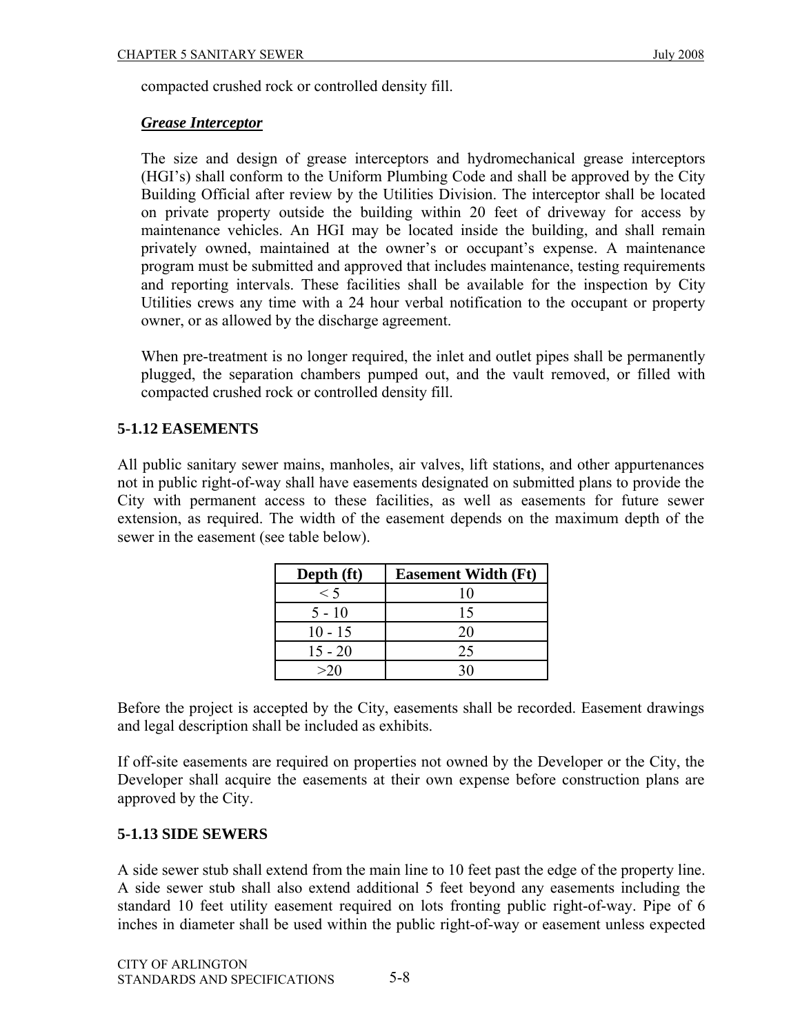compacted crushed rock or controlled density fill.

***Grease Interceptor***

The size and design of grease interceptors and hydromechanical grease interceptors (HGI's) shall conform to the Uniform Plumbing Code and shall be approved by the City Building Official after review by the Utilities Division. The interceptor shall be located on private property outside the building within 20 feet of driveway for access by maintenance vehicles. An HGI may be located inside the building, and shall remain privately owned, maintained at the owner's or occupant's expense. A maintenance program must be submitted and approved that includes maintenance, testing requirements and reporting intervals. These facilities shall be available for the inspection by City Utilities crews any time with a 24 hour verbal notification to the occupant or property owner, or as allowed by the discharge agreement.

When pre-treatment is no longer required, the inlet and outlet pipes shall be permanently plugged, the separation chambers pumped out, and the vault removed, or filled with compacted crushed rock or controlled density fill.

### 5-1.12 EASEMENTS

All public sanitary sewer mains, manholes, air valves, lift stations, and other appurtenances not in public right-of-way shall have easements designated on submitted plans to provide the City with permanent access to these facilities, as well as easements for future sewer extension, as required. The width of the easement depends on the maximum depth of the sewer in the easement (see table below).

| Depth (ft) | Easement Width (Ft) |
|---|---|
| < 5 | 10 |
| 5 - 10 | 15 |
| 10 - 15 | 20 |
| 15 - 20 | 25 |
| >20 | 30 |

Before the project is accepted by the City, easements shall be recorded. Easement drawings and legal description shall be included as exhibits.

If off-site easements are required on properties not owned by the Developer or the City, the Developer shall acquire the easements at their own expense before construction plans are approved by the City.

### 5-1.13 SIDE SEWERS

A side sewer stub shall extend from the main line to 10 feet past the edge of the property line. A side sewer stub shall also extend additional 5 feet beyond any easements including the standard 10 feet utility easement required on lots fronting public right-of-way. Pipe of 6 inches in diameter shall be used within the public right-of-way or easement unless expected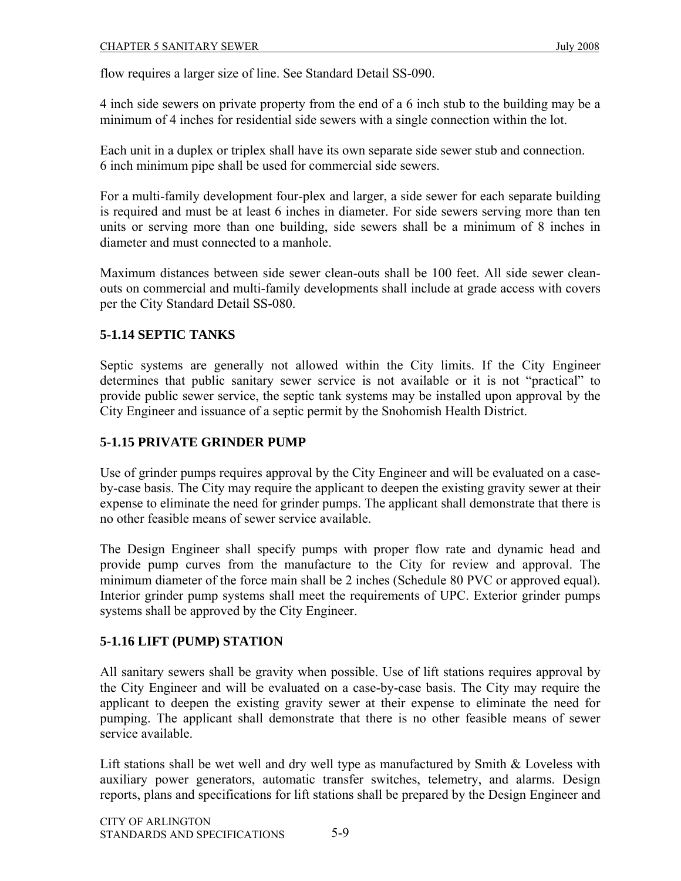flow requires a larger size of line. See Standard Detail SS-090.

4 inch side sewers on private property from the end of a 6 inch stub to the building may be a minimum of 4 inches for residential side sewers with a single connection within the lot.

Each unit in a duplex or triplex shall have its own separate side sewer stub and connection. 6 inch minimum pipe shall be used for commercial side sewers.

For a multi-family development four-plex and larger, a side sewer for each separate building is required and must be at least 6 inches in diameter. For side sewers serving more than ten units or serving more than one building, side sewers shall be a minimum of 8 inches in diameter and must connected to a manhole.

Maximum distances between side sewer clean-outs shall be 100 feet. All side sewer clean-outs on commercial and multi-family developments shall include at grade access with covers per the City Standard Detail SS-080.

### 5-1.14 SEPTIC TANKS

Septic systems are generally not allowed within the City limits. If the City Engineer determines that public sanitary sewer service is not available or it is not "practical" to provide public sewer service, the septic tank systems may be installed upon approval by the City Engineer and issuance of a septic permit by the Snohomish Health District.

### 5-1.15 PRIVATE GRINDER PUMP

Use of grinder pumps requires approval by the City Engineer and will be evaluated on a case-by-case basis. The City may require the applicant to deepen the existing gravity sewer at their expense to eliminate the need for grinder pumps. The applicant shall demonstrate that there is no other feasible means of sewer service available.

The Design Engineer shall specify pumps with proper flow rate and dynamic head and provide pump curves from the manufacture to the City for review and approval. The minimum diameter of the force main shall be 2 inches (Schedule 80 PVC or approved equal). Interior grinder pump systems shall meet the requirements of UPC. Exterior grinder pumps systems shall be approved by the City Engineer.

### 5-1.16 LIFT (PUMP) STATION

All sanitary sewers shall be gravity when possible. Use of lift stations requires approval by the City Engineer and will be evaluated on a case-by-case basis. The City may require the applicant to deepen the existing gravity sewer at their expense to eliminate the need for pumping. The applicant shall demonstrate that there is no other feasible means of sewer service available.

Lift stations shall be wet well and dry well type as manufactured by Smith & Loveless with auxiliary power generators, automatic transfer switches, telemetry, and alarms. Design reports, plans and specifications for lift stations shall be prepared by the Design Engineer and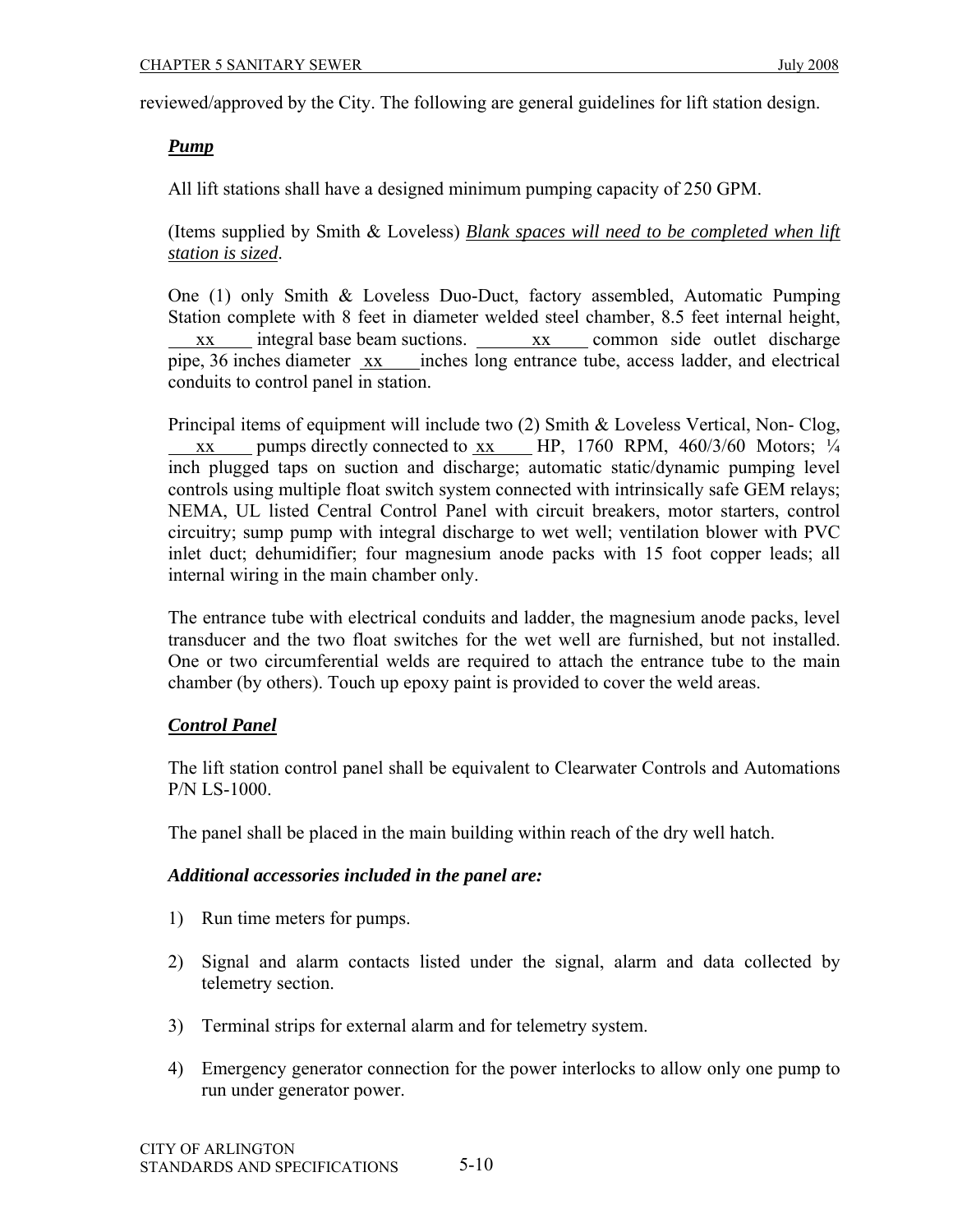reviewed/approved by the City. The following are general guidelines for lift station design.

***Pump***

All lift stations shall have a designed minimum pumping capacity of 250 GPM.

(Items supplied by Smith & Loveless) *Blank spaces will need to be completed when lift station is sized*.

One (1) only Smith & Loveless Duo-Duct, factory assembled, Automatic Pumping Station complete with 8 feet in diameter welded steel chamber, 8.5 feet internal height, xx integral base beam suctions. xx common side outlet discharge pipe, 36 inches diameter xx inches long entrance tube, access ladder, and electrical conduits to control panel in station.

Principal items of equipment will include two (2) Smith & Loveless Vertical, Non- Clog, xx pumps directly connected to xx HP, 1760 RPM, 460/3/60 Motors; ¼ inch plugged taps on suction and discharge; automatic static/dynamic pumping level controls using multiple float switch system connected with intrinsically safe GEM relays; NEMA, UL listed Central Control Panel with circuit breakers, motor starters, control circuitry; sump pump with integral discharge to wet well; ventilation blower with PVC inlet duct; dehumidifier; four magnesium anode packs with 15 foot copper leads; all internal wiring in the main chamber only.

The entrance tube with electrical conduits and ladder, the magnesium anode packs, level transducer and the two float switches for the wet well are furnished, but not installed. One or two circumferential welds are required to attach the entrance tube to the main chamber (by others). Touch up epoxy paint is provided to cover the weld areas.

***Control Panel***

The lift station control panel shall be equivalent to Clearwater Controls and Automations P/N LS-1000.

The panel shall be placed in the main building within reach of the dry well hatch.

***Additional accessories included in the panel are:***

1) Run time meters for pumps.

2) Signal and alarm contacts listed under the signal, alarm and data collected by telemetry section.

3) Terminal strips for external alarm and for telemetry system.

4) Emergency generator connection for the power interlocks to allow only one pump to run under generator power.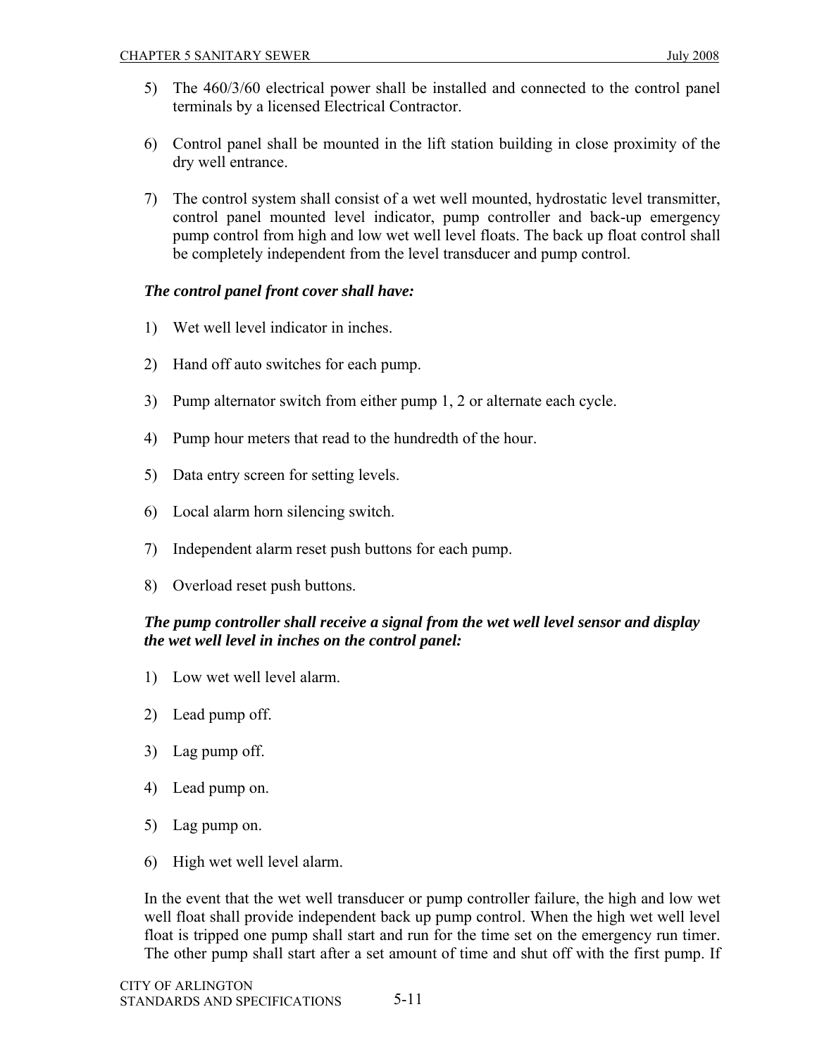5) The 460/3/60 electrical power shall be installed and connected to the control panel terminals by a licensed Electrical Contractor.

6) Control panel shall be mounted in the lift station building in close proximity of the dry well entrance.

7) The control system shall consist of a wet well mounted, hydrostatic level transmitter, control panel mounted level indicator, pump controller and back-up emergency pump control from high and low wet well level floats. The back up float control shall be completely independent from the level transducer and pump control.

***The control panel front cover shall have:***

1) Wet well level indicator in inches.

2) Hand off auto switches for each pump.

3) Pump alternator switch from either pump 1, 2 or alternate each cycle.

4) Pump hour meters that read to the hundredth of the hour.

5) Data entry screen for setting levels.

6) Local alarm horn silencing switch.

7) Independent alarm reset push buttons for each pump.

8) Overload reset push buttons.

***The pump controller shall receive a signal from the wet well level sensor and display the wet well level in inches on the control panel:***

1) Low wet well level alarm.

2) Lead pump off.

3) Lag pump off.

4) Lead pump on.

5) Lag pump on.

6) High wet well level alarm.

In the event that the wet well transducer or pump controller failure, the high and low wet well float shall provide independent back up pump control. When the high wet well level float is tripped one pump shall start and run for the time set on the emergency run timer. The other pump shall start after a set amount of time and shut off with the first pump. If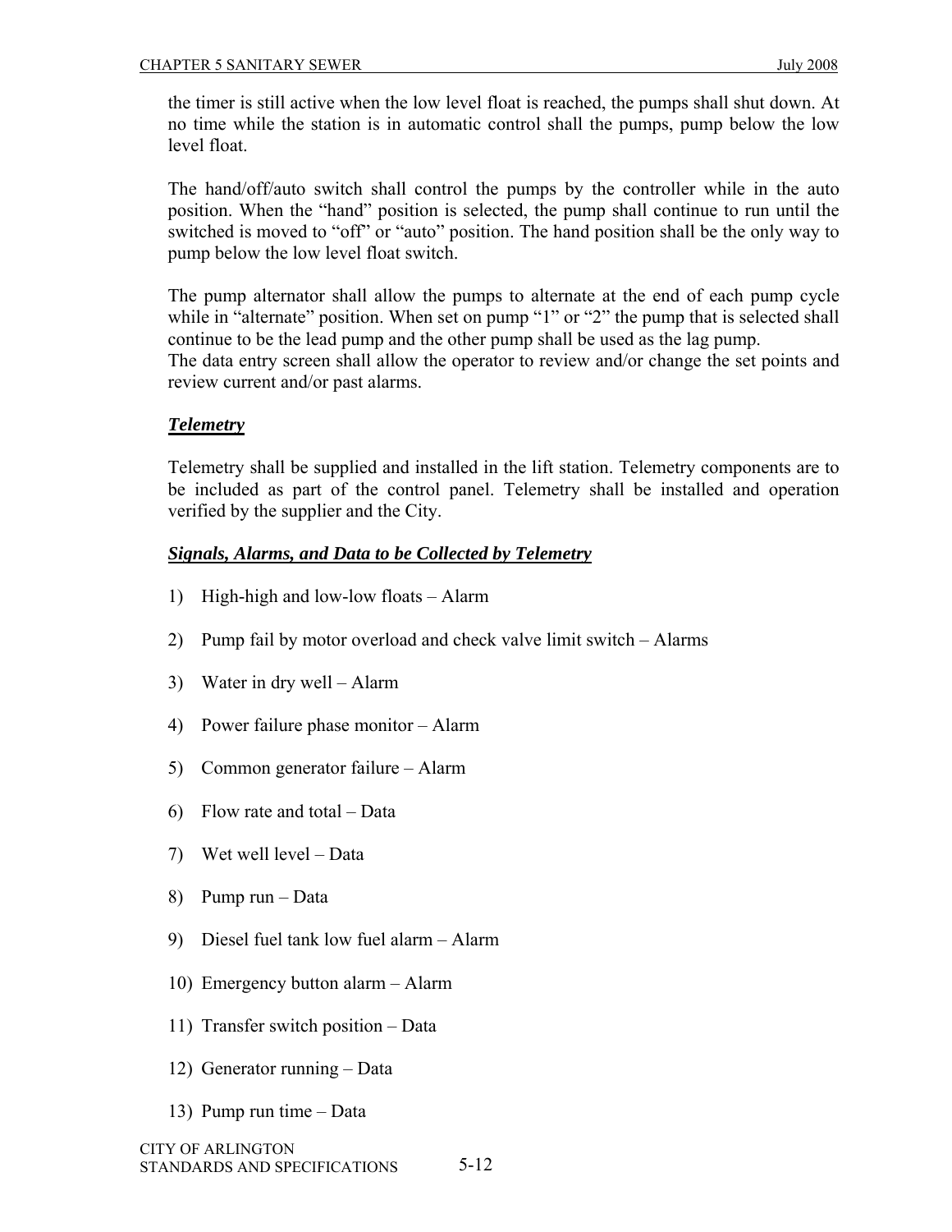the timer is still active when the low level float is reached, the pumps shall shut down. At no time while the station is in automatic control shall the pumps, pump below the low level float.

The hand/off/auto switch shall control the pumps by the controller while in the auto position. When the "hand" position is selected, the pump shall continue to run until the switched is moved to "off" or "auto" position. The hand position shall be the only way to pump below the low level float switch.

The pump alternator shall allow the pumps to alternate at the end of each pump cycle while in "alternate" position. When set on pump "1" or "2" the pump that is selected shall continue to be the lead pump and the other pump shall be used as the lag pump.
The data entry screen shall allow the operator to review and/or change the set points and review current and/or past alarms.

***Telemetry***

Telemetry shall be supplied and installed in the lift station. Telemetry components are to be included as part of the control panel. Telemetry shall be installed and operation verified by the supplier and the City.

***Signals, Alarms, and Data to be Collected by Telemetry***

1) High-high and low-low floats – Alarm
2) Pump fail by motor overload and check valve limit switch – Alarms
3) Water in dry well – Alarm
4) Power failure phase monitor – Alarm
5) Common generator failure – Alarm
6) Flow rate and total – Data
7) Wet well level – Data
8) Pump run – Data
9) Diesel fuel tank low fuel alarm – Alarm
10) Emergency button alarm – Alarm
11) Transfer switch position – Data
12) Generator running – Data
13) Pump run time – Data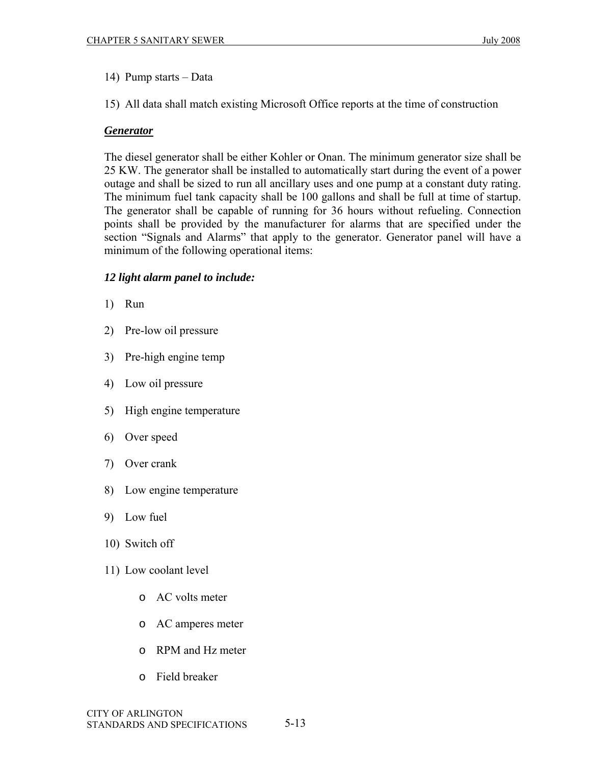14) Pump starts – Data

15) All data shall match existing Microsoft Office reports at the time of construction

***Generator***

The diesel generator shall be either Kohler or Onan. The minimum generator size shall be 25 KW. The generator shall be installed to automatically start during the event of a power outage and shall be sized to run all ancillary uses and one pump at a constant duty rating. The minimum fuel tank capacity shall be 100 gallons and shall be full at time of startup. The generator shall be capable of running for 36 hours without refueling. Connection points shall be provided by the manufacturer for alarms that are specified under the section "Signals and Alarms" that apply to the generator. Generator panel will have a minimum of the following operational items:

***12 light alarm panel to include:***

1) Run
2) Pre-low oil pressure
3) Pre-high engine temp
4) Low oil pressure
5) High engine temperature
6) Over speed
7) Over crank
8) Low engine temperature
9) Low fuel
10) Switch off
11) Low coolant level
    - AC volts meter
    - AC amperes meter
    - RPM and Hz meter
    - Field breaker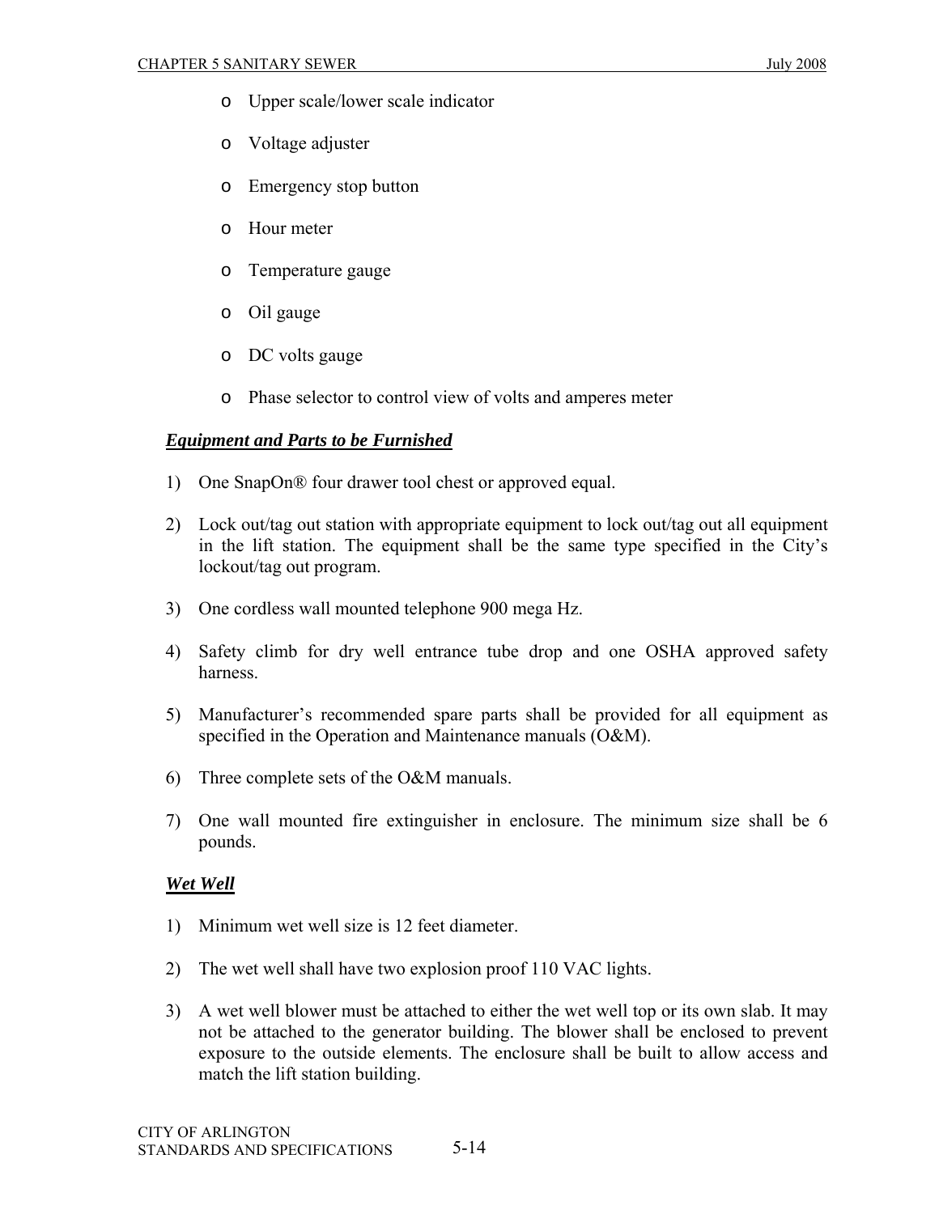- Upper scale/lower scale indicator
- Voltage adjuster
- Emergency stop button
- Hour meter
- Temperature gauge
- Oil gauge
- DC volts gauge
- Phase selector to control view of volts and amperes meter

***Equipment and Parts to be Furnished***

1) One SnapOn® four drawer tool chest or approved equal.
2) Lock out/tag out station with appropriate equipment to lock out/tag out all equipment in the lift station. The equipment shall be the same type specified in the City's lockout/tag out program.
3) One cordless wall mounted telephone 900 mega Hz.
4) Safety climb for dry well entrance tube drop and one OSHA approved safety harness.
5) Manufacturer's recommended spare parts shall be provided for all equipment as specified in the Operation and Maintenance manuals (O&M).
6) Three complete sets of the O&M manuals.
7) One wall mounted fire extinguisher in enclosure. The minimum size shall be 6 pounds.

***Wet Well***

1) Minimum wet well size is 12 feet diameter.
2) The wet well shall have two explosion proof 110 VAC lights.
3) A wet well blower must be attached to either the wet well top or its own slab. It may not be attached to the generator building. The blower shall be enclosed to prevent exposure to the outside elements. The enclosure shall be built to allow access and match the lift station building.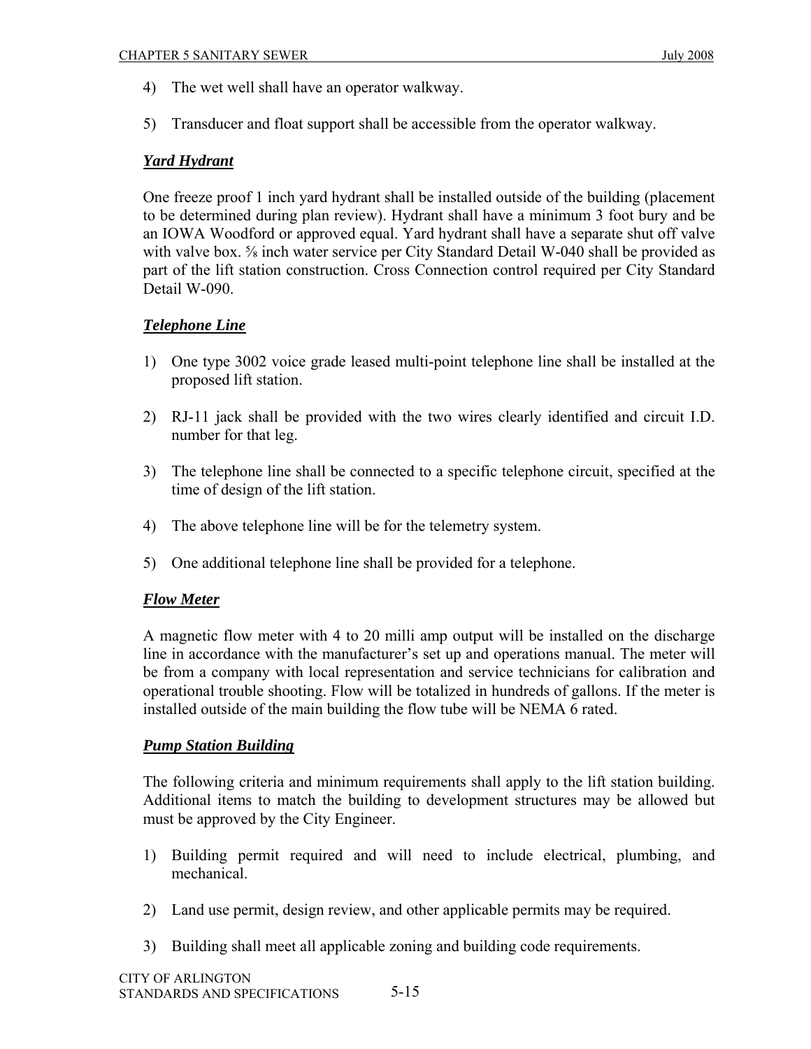4) The wet well shall have an operator walkway.

5) Transducer and float support shall be accessible from the operator walkway.

***Yard Hydrant***

One freeze proof 1 inch yard hydrant shall be installed outside of the building (placement to be determined during plan review). Hydrant shall have a minimum 3 foot bury and be an IOWA Woodford or approved equal. Yard hydrant shall have a separate shut off valve with valve box. ⅝ inch water service per City Standard Detail W-040 shall be provided as part of the lift station construction. Cross Connection control required per City Standard Detail W-090.

***Telephone Line***

1) One type 3002 voice grade leased multi-point telephone line shall be installed at the proposed lift station.

2) RJ-11 jack shall be provided with the two wires clearly identified and circuit I.D. number for that leg.

3) The telephone line shall be connected to a specific telephone circuit, specified at the time of design of the lift station.

4) The above telephone line will be for the telemetry system.

5) One additional telephone line shall be provided for a telephone.

***Flow Meter***

A magnetic flow meter with 4 to 20 milli amp output will be installed on the discharge line in accordance with the manufacturer's set up and operations manual. The meter will be from a company with local representation and service technicians for calibration and operational trouble shooting. Flow will be totalized in hundreds of gallons. If the meter is installed outside of the main building the flow tube will be NEMA 6 rated.

***Pump Station Building***

The following criteria and minimum requirements shall apply to the lift station building. Additional items to match the building to development structures may be allowed but must be approved by the City Engineer.

1) Building permit required and will need to include electrical, plumbing, and mechanical.

2) Land use permit, design review, and other applicable permits may be required.

3) Building shall meet all applicable zoning and building code requirements.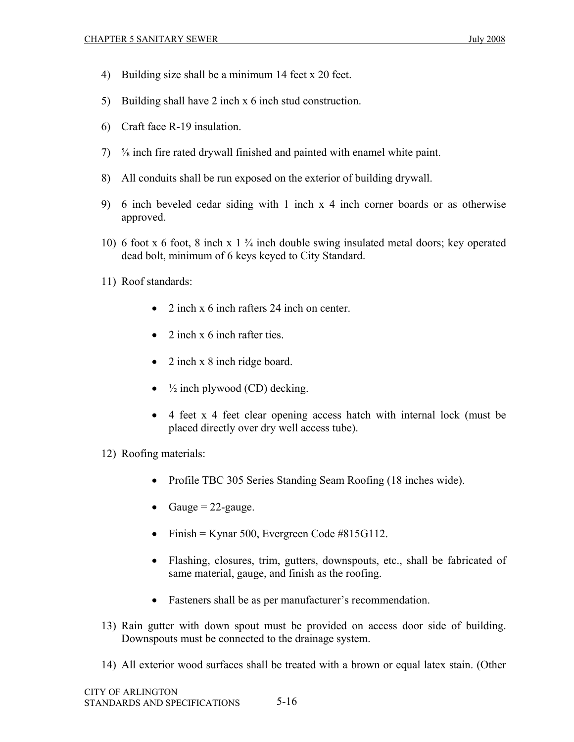4) Building size shall be a minimum 14 feet x 20 feet.

5) Building shall have 2 inch x 6 inch stud construction.

6) Craft face R-19 insulation.

7) ⅝ inch fire rated drywall finished and painted with enamel white paint.

8) All conduits shall be run exposed on the exterior of building drywall.

9) 6 inch beveled cedar siding with 1 inch x 4 inch corner boards or as otherwise approved.

10) 6 foot x 6 foot, 8 inch x 1 ¾ inch double swing insulated metal doors; key operated dead bolt, minimum of 6 keys keyed to City Standard.

11) Roof standards:

    - 2 inch x 6 inch rafters 24 inch on center.
    - 2 inch x 6 inch rafter ties.
    - 2 inch x 8 inch ridge board.
    - ½ inch plywood (CD) decking.
    - 4 feet x 4 feet clear opening access hatch with internal lock (must be placed directly over dry well access tube).

12) Roofing materials:

    - Profile TBC 305 Series Standing Seam Roofing (18 inches wide).
    - Gauge = 22-gauge.
    - Finish = Kynar 500, Evergreen Code #815G112.
    - Flashing, closures, trim, gutters, downspouts, etc., shall be fabricated of same material, gauge, and finish as the roofing.
    - Fasteners shall be as per manufacturer's recommendation.

13) Rain gutter with down spout must be provided on access door side of building. Downspouts must be connected to the drainage system.

14) All exterior wood surfaces shall be treated with a brown or equal latex stain. (Other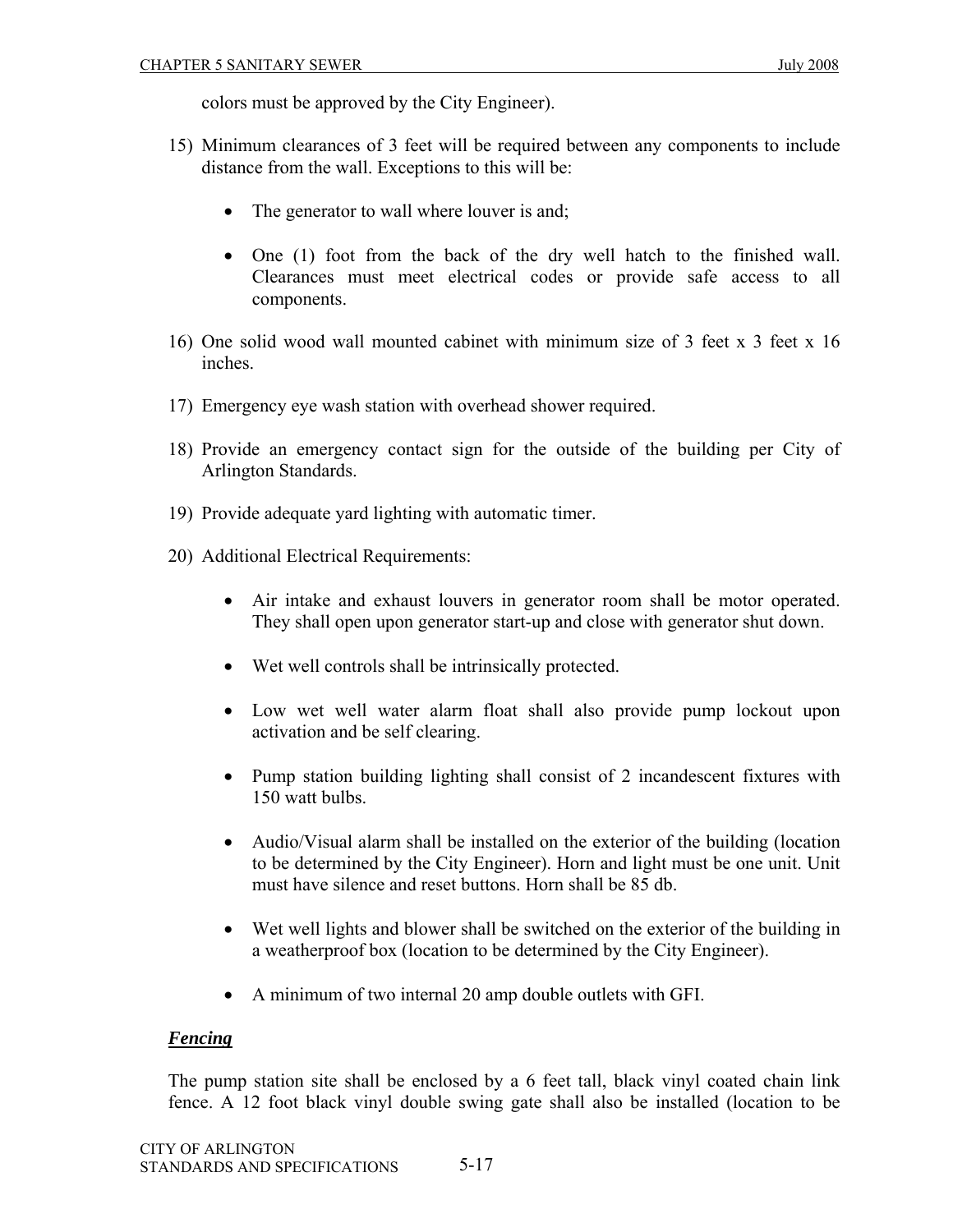colors must be approved by the City Engineer).

15) Minimum clearances of 3 feet will be required between any components to include distance from the wall. Exceptions to this will be:

    - The generator to wall where louver is and;

    - One (1) foot from the back of the dry well hatch to the finished wall. Clearances must meet electrical codes or provide safe access to all components.

16) One solid wood wall mounted cabinet with minimum size of 3 feet x 3 feet x 16 inches.

17) Emergency eye wash station with overhead shower required.

18) Provide an emergency contact sign for the outside of the building per City of Arlington Standards.

19) Provide adequate yard lighting with automatic timer.

20) Additional Electrical Requirements:

    - Air intake and exhaust louvers in generator room shall be motor operated. They shall open upon generator start-up and close with generator shut down.

    - Wet well controls shall be intrinsically protected.

    - Low wet well water alarm float shall also provide pump lockout upon activation and be self clearing.

    - Pump station building lighting shall consist of 2 incandescent fixtures with 150 watt bulbs.

    - Audio/Visual alarm shall be installed on the exterior of the building (location to be determined by the City Engineer). Horn and light must be one unit. Unit must have silence and reset buttons. Horn shall be 85 db.

    - Wet well lights and blower shall be switched on the exterior of the building in a weatherproof box (location to be determined by the City Engineer).

    - A minimum of two internal 20 amp double outlets with GFI.

***Fencing***

The pump station site shall be enclosed by a 6 feet tall, black vinyl coated chain link fence. A 12 foot black vinyl double swing gate shall also be installed (location to be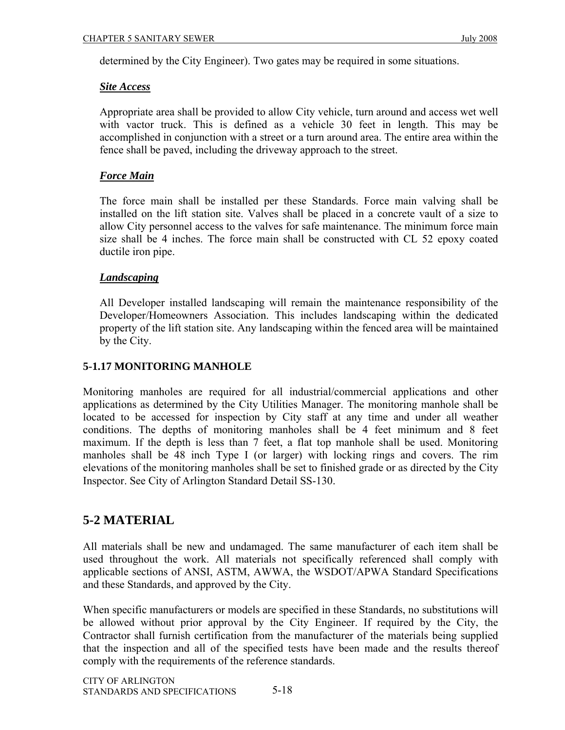determined by the City Engineer). Two gates may be required in some situations.

***Site Access***

Appropriate area shall be provided to allow City vehicle, turn around and access wet well with vactor truck. This is defined as a vehicle 30 feet in length. This may be accomplished in conjunction with a street or a turn around area. The entire area within the fence shall be paved, including the driveway approach to the street.

***Force Main***

The force main shall be installed per these Standards. Force main valving shall be installed on the lift station site. Valves shall be placed in a concrete vault of a size to allow City personnel access to the valves for safe maintenance. The minimum force main size shall be 4 inches. The force main shall be constructed with CL 52 epoxy coated ductile iron pipe.

***Landscaping***

All Developer installed landscaping will remain the maintenance responsibility of the Developer/Homeowners Association. This includes landscaping within the dedicated property of the lift station site. Any landscaping within the fenced area will be maintained by the City.

### 5-1.17 MONITORING MANHOLE

Monitoring manholes are required for all industrial/commercial applications and other applications as determined by the City Utilities Manager. The monitoring manhole shall be located to be accessed for inspection by City staff at any time and under all weather conditions. The depths of monitoring manholes shall be 4 feet minimum and 8 feet maximum. If the depth is less than 7 feet, a flat top manhole shall be used. Monitoring manholes shall be 48 inch Type I (or larger) with locking rings and covers. The rim elevations of the monitoring manholes shall be set to finished grade or as directed by the City Inspector. See City of Arlington Standard Detail SS-130.

## 5-2 MATERIAL

All materials shall be new and undamaged. The same manufacturer of each item shall be used throughout the work. All materials not specifically referenced shall comply with applicable sections of ANSI, ASTM, AWWA, the WSDOT/APWA Standard Specifications and these Standards, and approved by the City.

When specific manufacturers or models are specified in these Standards, no substitutions will be allowed without prior approval by the City Engineer. If required by the City, the Contractor shall furnish certification from the manufacturer of the materials being supplied that the inspection and all of the specified tests have been made and the results thereof comply with the requirements of the reference standards.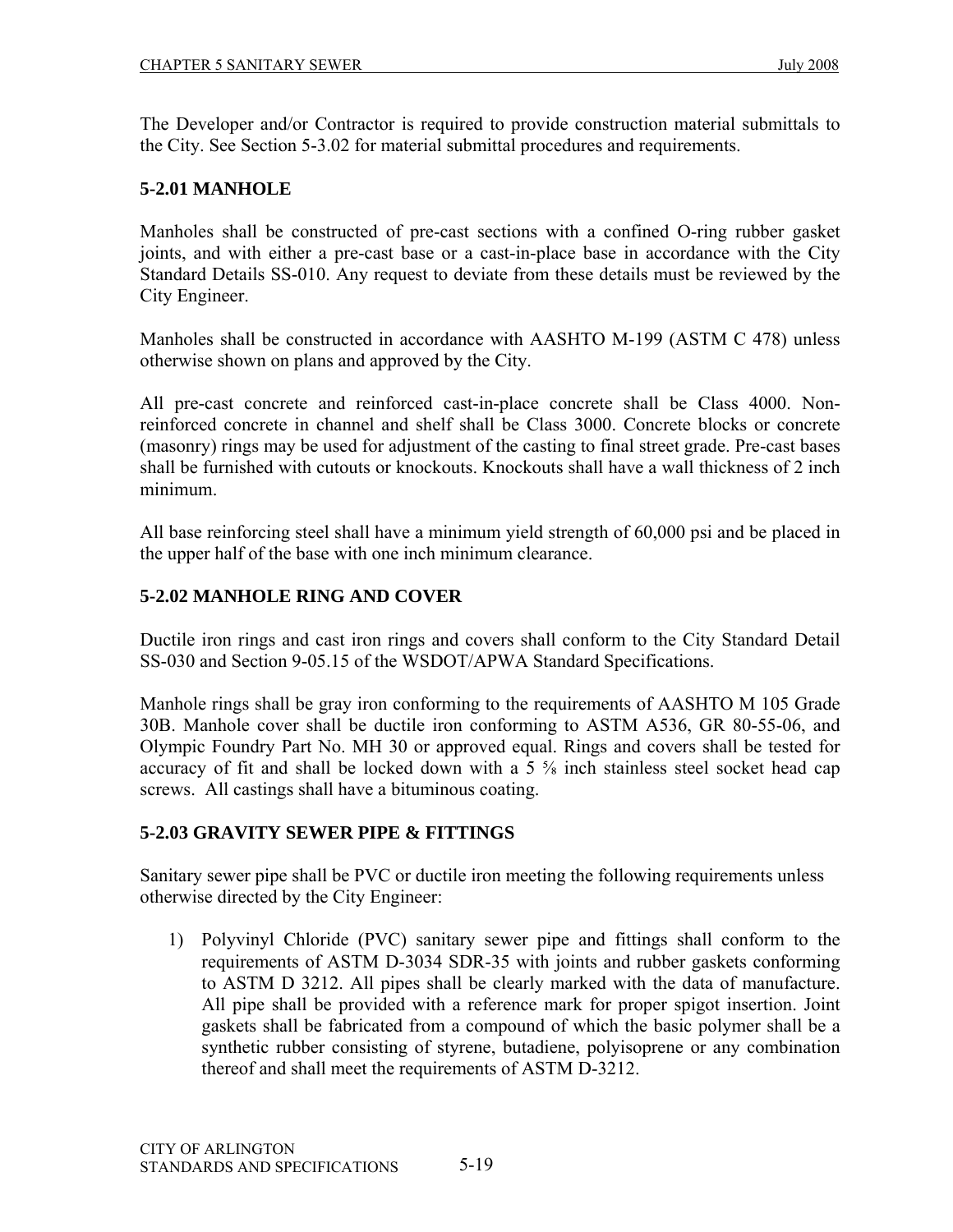The Developer and/or Contractor is required to provide construction material submittals to the City. See Section 5-3.02 for material submittal procedures and requirements.

## 5-2.01 MANHOLE

Manholes shall be constructed of pre-cast sections with a confined O-ring rubber gasket joints, and with either a pre-cast base or a cast-in-place base in accordance with the City Standard Details SS-010. Any request to deviate from these details must be reviewed by the City Engineer.

Manholes shall be constructed in accordance with AASHTO M-199 (ASTM C 478) unless otherwise shown on plans and approved by the City.

All pre-cast concrete and reinforced cast-in-place concrete shall be Class 4000. Non-reinforced concrete in channel and shelf shall be Class 3000. Concrete blocks or concrete (masonry) rings may be used for adjustment of the casting to final street grade. Pre-cast bases shall be furnished with cutouts or knockouts. Knockouts shall have a wall thickness of 2 inch minimum.

All base reinforcing steel shall have a minimum yield strength of 60,000 psi and be placed in the upper half of the base with one inch minimum clearance.

## 5-2.02 MANHOLE RING AND COVER

Ductile iron rings and cast iron rings and covers shall conform to the City Standard Detail SS-030 and Section 9-05.15 of the WSDOT/APWA Standard Specifications.

Manhole rings shall be gray iron conforming to the requirements of AASHTO M 105 Grade 30B. Manhole cover shall be ductile iron conforming to ASTM A536, GR 80-55-06, and Olympic Foundry Part No. MH 30 or approved equal. Rings and covers shall be tested for accuracy of fit and shall be locked down with a 5 ⅝ inch stainless steel socket head cap screws. All castings shall have a bituminous coating.

## 5-2.03 GRAVITY SEWER PIPE & FITTINGS

Sanitary sewer pipe shall be PVC or ductile iron meeting the following requirements unless otherwise directed by the City Engineer:

1) Polyvinyl Chloride (PVC) sanitary sewer pipe and fittings shall conform to the requirements of ASTM D-3034 SDR-35 with joints and rubber gaskets conforming to ASTM D 3212. All pipes shall be clearly marked with the data of manufacture. All pipe shall be provided with a reference mark for proper spigot insertion. Joint gaskets shall be fabricated from a compound of which the basic polymer shall be a synthetic rubber consisting of styrene, butadiene, polyisoprene or any combination thereof and shall meet the requirements of ASTM D-3212.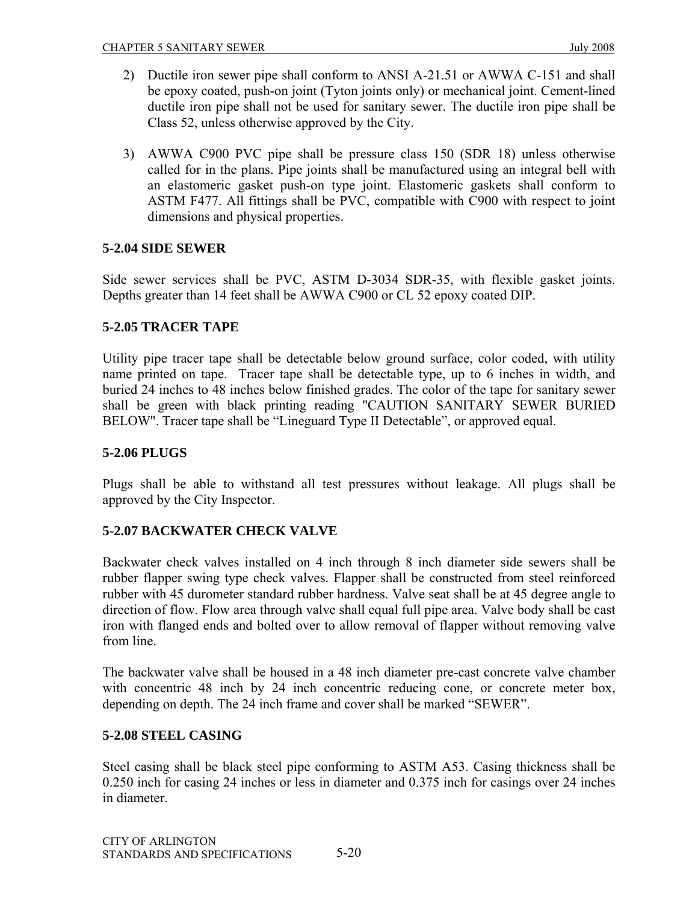2) Ductile iron sewer pipe shall conform to ANSI A-21.51 or AWWA C-151 and shall be epoxy coated, push-on joint (Tyton joints only) or mechanical joint. Cement-lined ductile iron pipe shall not be used for sanitary sewer. The ductile iron pipe shall be Class 52, unless otherwise approved by the City.

3) AWWA C900 PVC pipe shall be pressure class 150 (SDR 18) unless otherwise called for in the plans. Pipe joints shall be manufactured using an integral bell with an elastomeric gasket push-on type joint. Elastomeric gaskets shall conform to ASTM F477. All fittings shall be PVC, compatible with C900 with respect to joint dimensions and physical properties.

### 5-2.04 SIDE SEWER

Side sewer services shall be PVC, ASTM D-3034 SDR-35, with flexible gasket joints. Depths greater than 14 feet shall be AWWA C900 or CL 52 epoxy coated DIP.

### 5-2.05 TRACER TAPE

Utility pipe tracer tape shall be detectable below ground surface, color coded, with utility name printed on tape. Tracer tape shall be detectable type, up to 6 inches in width, and buried 24 inches to 48 inches below finished grades. The color of the tape for sanitary sewer shall be green with black printing reading "CAUTION SANITARY SEWER BURIED BELOW". Tracer tape shall be "Lineguard Type II Detectable", or approved equal.

### 5-2.06 PLUGS

Plugs shall be able to withstand all test pressures without leakage. All plugs shall be approved by the City Inspector.

### 5-2.07 BACKWATER CHECK VALVE

Backwater check valves installed on 4 inch through 8 inch diameter side sewers shall be rubber flapper swing type check valves. Flapper shall be constructed from steel reinforced rubber with 45 durometer standard rubber hardness. Valve seat shall be at 45 degree angle to direction of flow. Flow area through valve shall equal full pipe area. Valve body shall be cast iron with flanged ends and bolted over to allow removal of flapper without removing valve from line.

The backwater valve shall be housed in a 48 inch diameter pre-cast concrete valve chamber with concentric 48 inch by 24 inch concentric reducing cone, or concrete meter box, depending on depth. The 24 inch frame and cover shall be marked "SEWER".

### 5-2.08 STEEL CASING

Steel casing shall be black steel pipe conforming to ASTM A53. Casing thickness shall be 0.250 inch for casing 24 inches or less in diameter and 0.375 inch for casings over 24 inches in diameter.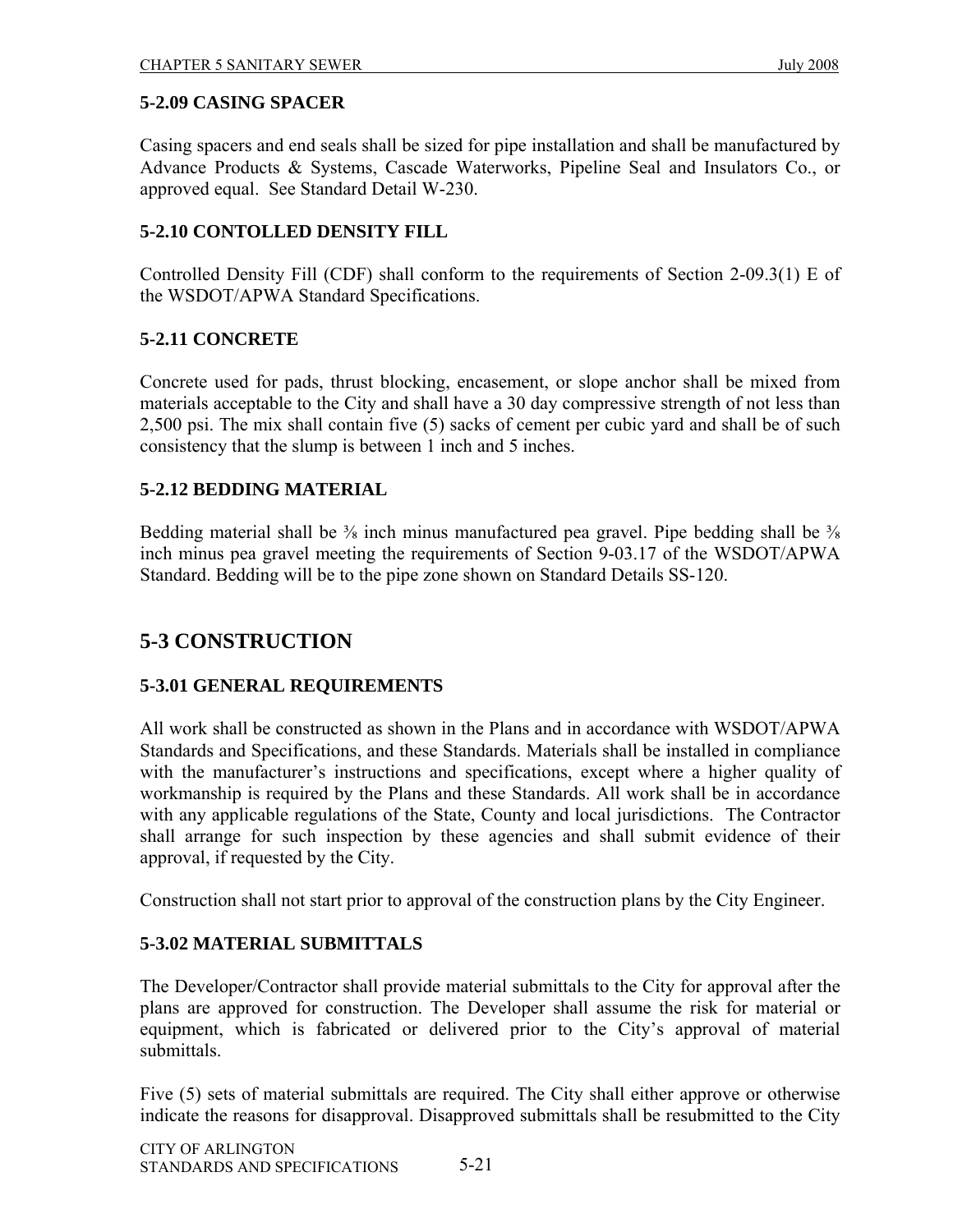### 5-2.09 CASING SPACER

Casing spacers and end seals shall be sized for pipe installation and shall be manufactured by Advance Products & Systems, Cascade Waterworks, Pipeline Seal and Insulators Co., or approved equal. See Standard Detail W-230.

### 5-2.10 CONTOLLED DENSITY FILL

Controlled Density Fill (CDF) shall conform to the requirements of Section 2-09.3(1) E of the WSDOT/APWA Standard Specifications.

### 5-2.11 CONCRETE

Concrete used for pads, thrust blocking, encasement, or slope anchor shall be mixed from materials acceptable to the City and shall have a 30 day compressive strength of not less than 2,500 psi. The mix shall contain five (5) sacks of cement per cubic yard and shall be of such consistency that the slump is between 1 inch and 5 inches.

### 5-2.12 BEDDING MATERIAL

Bedding material shall be ⅜ inch minus manufactured pea gravel. Pipe bedding shall be ⅜ inch minus pea gravel meeting the requirements of Section 9-03.17 of the WSDOT/APWA Standard. Bedding will be to the pipe zone shown on Standard Details SS-120.

## 5-3 CONSTRUCTION

### 5-3.01 GENERAL REQUIREMENTS

All work shall be constructed as shown in the Plans and in accordance with WSDOT/APWA Standards and Specifications, and these Standards. Materials shall be installed in compliance with the manufacturer's instructions and specifications, except where a higher quality of workmanship is required by the Plans and these Standards. All work shall be in accordance with any applicable regulations of the State, County and local jurisdictions. The Contractor shall arrange for such inspection by these agencies and shall submit evidence of their approval, if requested by the City.

Construction shall not start prior to approval of the construction plans by the City Engineer.

### 5-3.02 MATERIAL SUBMITTALS

The Developer/Contractor shall provide material submittals to the City for approval after the plans are approved for construction. The Developer shall assume the risk for material or equipment, which is fabricated or delivered prior to the City's approval of material submittals.

Five (5) sets of material submittals are required. The City shall either approve or otherwise indicate the reasons for disapproval. Disapproved submittals shall be resubmitted to the City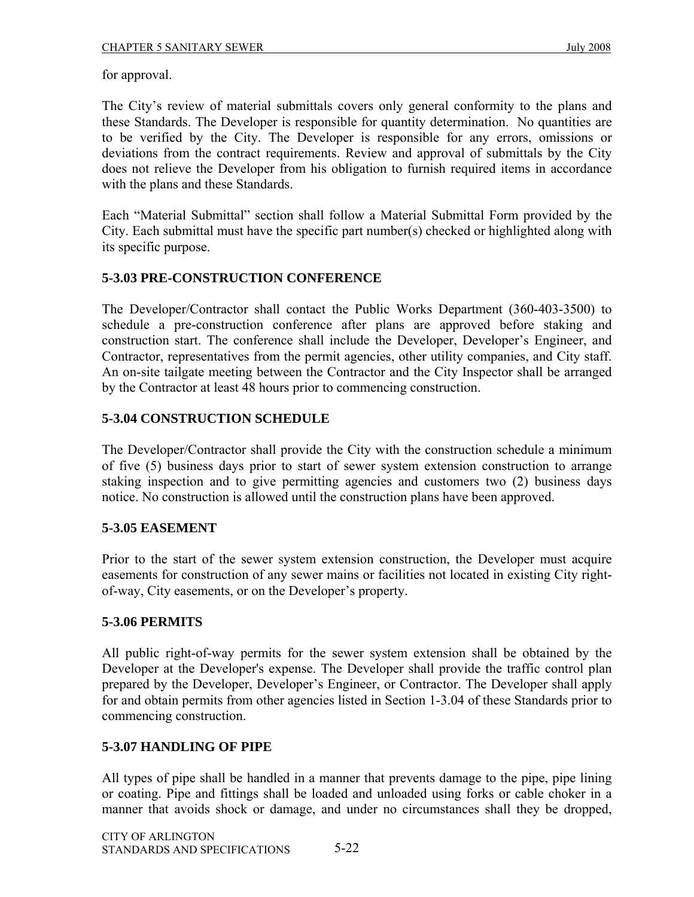for approval.

The City's review of material submittals covers only general conformity to the plans and these Standards. The Developer is responsible for quantity determination. No quantities are to be verified by the City. The Developer is responsible for any errors, omissions or deviations from the contract requirements. Review and approval of submittals by the City does not relieve the Developer from his obligation to furnish required items in accordance with the plans and these Standards.

Each "Material Submittal" section shall follow a Material Submittal Form provided by the City. Each submittal must have the specific part number(s) checked or highlighted along with its specific purpose.

### 5-3.03 PRE-CONSTRUCTION CONFERENCE

The Developer/Contractor shall contact the Public Works Department (360-403-3500) to schedule a pre-construction conference after plans are approved before staking and construction start. The conference shall include the Developer, Developer's Engineer, and Contractor, representatives from the permit agencies, other utility companies, and City staff. An on-site tailgate meeting between the Contractor and the City Inspector shall be arranged by the Contractor at least 48 hours prior to commencing construction.

### 5-3.04 CONSTRUCTION SCHEDULE

The Developer/Contractor shall provide the City with the construction schedule a minimum of five (5) business days prior to start of sewer system extension construction to arrange staking inspection and to give permitting agencies and customers two (2) business days notice. No construction is allowed until the construction plans have been approved.

### 5-3.05 EASEMENT

Prior to the start of the sewer system extension construction, the Developer must acquire easements for construction of any sewer mains or facilities not located in existing City right-of-way, City easements, or on the Developer's property.

### 5-3.06 PERMITS

All public right-of-way permits for the sewer system extension shall be obtained by the Developer at the Developer's expense. The Developer shall provide the traffic control plan prepared by the Developer, Developer's Engineer, or Contractor. The Developer shall apply for and obtain permits from other agencies listed in Section 1-3.04 of these Standards prior to commencing construction.

### 5-3.07 HANDLING OF PIPE

All types of pipe shall be handled in a manner that prevents damage to the pipe, pipe lining or coating. Pipe and fittings shall be loaded and unloaded using forks or cable choker in a manner that avoids shock or damage, and under no circumstances shall they be dropped,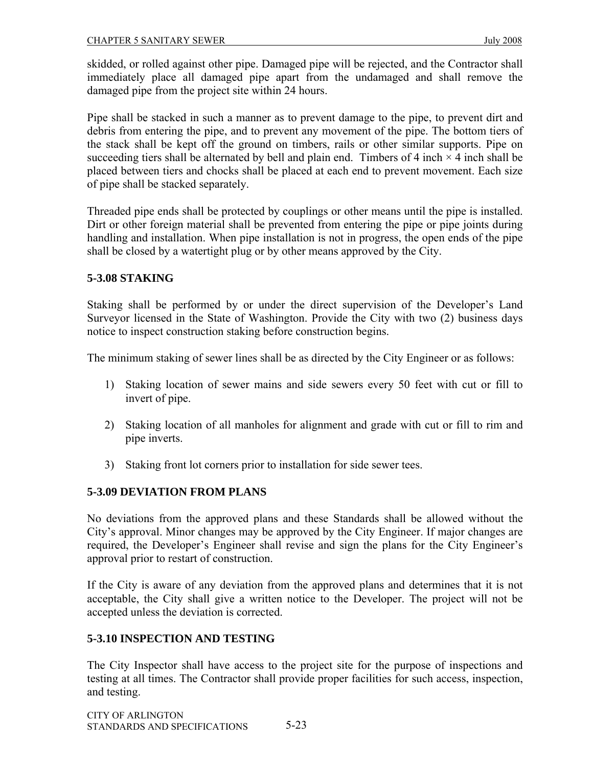skidded, or rolled against other pipe. Damaged pipe will be rejected, and the Contractor shall immediately place all damaged pipe apart from the undamaged and shall remove the damaged pipe from the project site within 24 hours.

Pipe shall be stacked in such a manner as to prevent damage to the pipe, to prevent dirt and debris from entering the pipe, and to prevent any movement of the pipe. The bottom tiers of the stack shall be kept off the ground on timbers, rails or other similar supports. Pipe on succeeding tiers shall be alternated by bell and plain end. Timbers of 4 inch × 4 inch shall be placed between tiers and chocks shall be placed at each end to prevent movement. Each size of pipe shall be stacked separately.

Threaded pipe ends shall be protected by couplings or other means until the pipe is installed. Dirt or other foreign material shall be prevented from entering the pipe or pipe joints during handling and installation. When pipe installation is not in progress, the open ends of the pipe shall be closed by a watertight plug or by other means approved by the City.

### 5-3.08 STAKING

Staking shall be performed by or under the direct supervision of the Developer's Land Surveyor licensed in the State of Washington. Provide the City with two (2) business days notice to inspect construction staking before construction begins.

The minimum staking of sewer lines shall be as directed by the City Engineer or as follows:

1) Staking location of sewer mains and side sewers every 50 feet with cut or fill to invert of pipe.

2) Staking location of all manholes for alignment and grade with cut or fill to rim and pipe inverts.

3) Staking front lot corners prior to installation for side sewer tees.

### 5-3.09 DEVIATION FROM PLANS

No deviations from the approved plans and these Standards shall be allowed without the City's approval. Minor changes may be approved by the City Engineer. If major changes are required, the Developer's Engineer shall revise and sign the plans for the City Engineer's approval prior to restart of construction.

If the City is aware of any deviation from the approved plans and determines that it is not acceptable, the City shall give a written notice to the Developer. The project will not be accepted unless the deviation is corrected.

### 5-3.10 INSPECTION AND TESTING

The City Inspector shall have access to the project site for the purpose of inspections and testing at all times. The Contractor shall provide proper facilities for such access, inspection, and testing.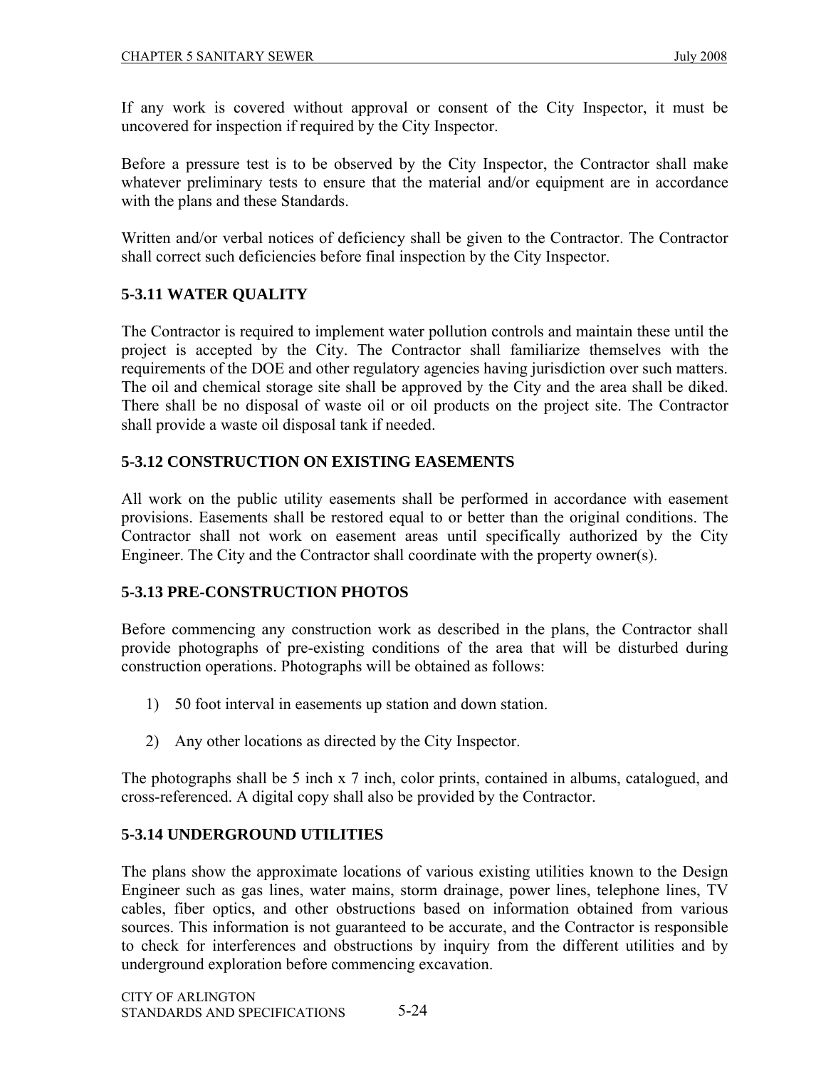If any work is covered without approval or consent of the City Inspector, it must be uncovered for inspection if required by the City Inspector.

Before a pressure test is to be observed by the City Inspector, the Contractor shall make whatever preliminary tests to ensure that the material and/or equipment are in accordance with the plans and these Standards.

Written and/or verbal notices of deficiency shall be given to the Contractor. The Contractor shall correct such deficiencies before final inspection by the City Inspector.

### 5-3.11 WATER QUALITY

The Contractor is required to implement water pollution controls and maintain these until the project is accepted by the City. The Contractor shall familiarize themselves with the requirements of the DOE and other regulatory agencies having jurisdiction over such matters. The oil and chemical storage site shall be approved by the City and the area shall be diked. There shall be no disposal of waste oil or oil products on the project site. The Contractor shall provide a waste oil disposal tank if needed.

### 5-3.12 CONSTRUCTION ON EXISTING EASEMENTS

All work on the public utility easements shall be performed in accordance with easement provisions. Easements shall be restored equal to or better than the original conditions. The Contractor shall not work on easement areas until specifically authorized by the City Engineer. The City and the Contractor shall coordinate with the property owner(s).

### 5-3.13 PRE-CONSTRUCTION PHOTOS

Before commencing any construction work as described in the plans, the Contractor shall provide photographs of pre-existing conditions of the area that will be disturbed during construction operations. Photographs will be obtained as follows:

1) 50 foot interval in easements up station and down station.

2) Any other locations as directed by the City Inspector.

The photographs shall be 5 inch x 7 inch, color prints, contained in albums, catalogued, and cross-referenced. A digital copy shall also be provided by the Contractor.

### 5-3.14 UNDERGROUND UTILITIES

The plans show the approximate locations of various existing utilities known to the Design Engineer such as gas lines, water mains, storm drainage, power lines, telephone lines, TV cables, fiber optics, and other obstructions based on information obtained from various sources. This information is not guaranteed to be accurate, and the Contractor is responsible to check for interferences and obstructions by inquiry from the different utilities and by underground exploration before commencing excavation.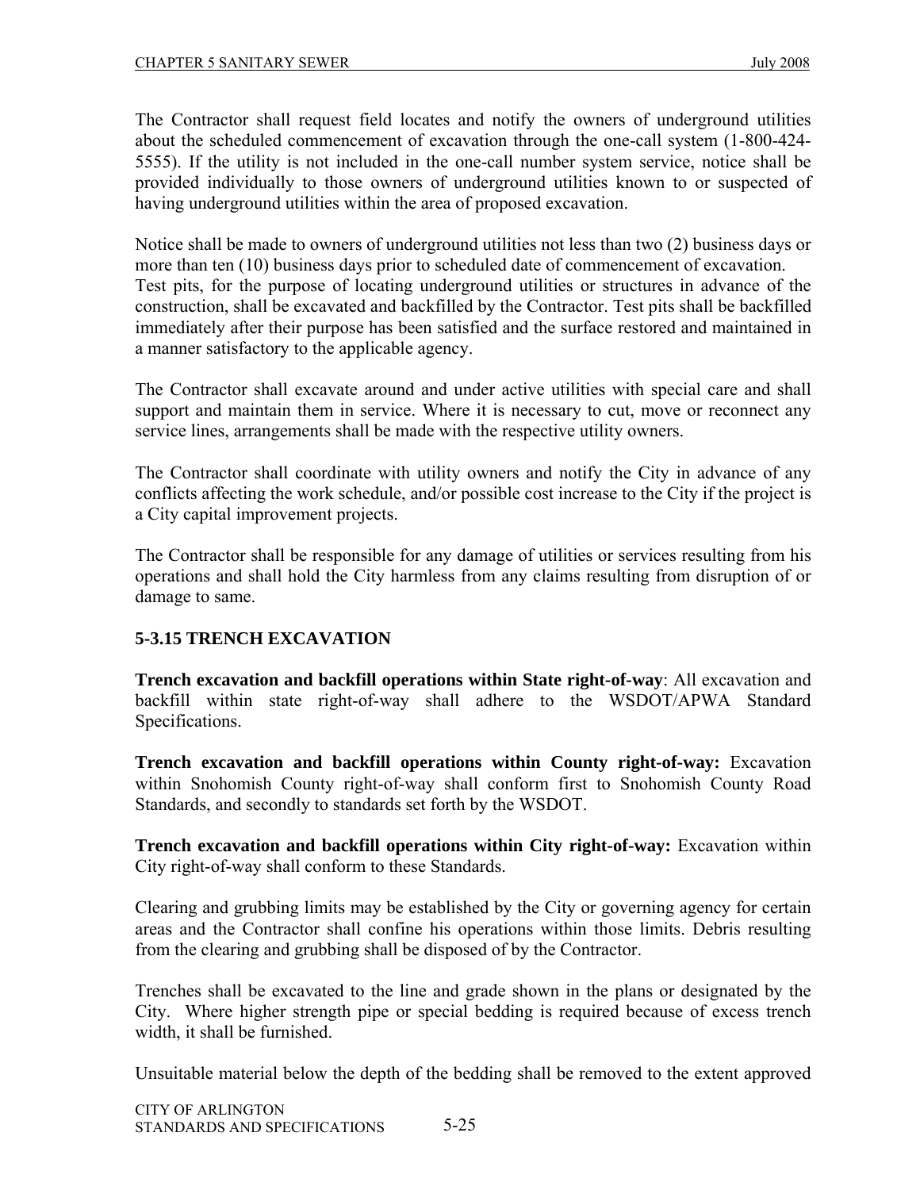The Contractor shall request field locates and notify the owners of underground utilities about the scheduled commencement of excavation through the one-call system (1-800-424-5555). If the utility is not included in the one-call number system service, notice shall be provided individually to those owners of underground utilities known to or suspected of having underground utilities within the area of proposed excavation.

Notice shall be made to owners of underground utilities not less than two (2) business days or more than ten (10) business days prior to scheduled date of commencement of excavation. Test pits, for the purpose of locating underground utilities or structures in advance of the construction, shall be excavated and backfilled by the Contractor. Test pits shall be backfilled immediately after their purpose has been satisfied and the surface restored and maintained in a manner satisfactory to the applicable agency.

The Contractor shall excavate around and under active utilities with special care and shall support and maintain them in service. Where it is necessary to cut, move or reconnect any service lines, arrangements shall be made with the respective utility owners.

The Contractor shall coordinate with utility owners and notify the City in advance of any conflicts affecting the work schedule, and/or possible cost increase to the City if the project is a City capital improvement projects.

The Contractor shall be responsible for any damage of utilities or services resulting from his operations and shall hold the City harmless from any claims resulting from disruption of or damage to same.

### 5-3.15 TRENCH EXCAVATION

**Trench excavation and backfill operations within State right-of-way**: All excavation and backfill within state right-of-way shall adhere to the WSDOT/APWA Standard Specifications.

**Trench excavation and backfill operations within County right-of-way:** Excavation within Snohomish County right-of-way shall conform first to Snohomish County Road Standards, and secondly to standards set forth by the WSDOT.

**Trench excavation and backfill operations within City right-of-way:** Excavation within City right-of-way shall conform to these Standards.

Clearing and grubbing limits may be established by the City or governing agency for certain areas and the Contractor shall confine his operations within those limits. Debris resulting from the clearing and grubbing shall be disposed of by the Contractor.

Trenches shall be excavated to the line and grade shown in the plans or designated by the City. Where higher strength pipe or special bedding is required because of excess trench width, it shall be furnished.

Unsuitable material below the depth of the bedding shall be removed to the extent approved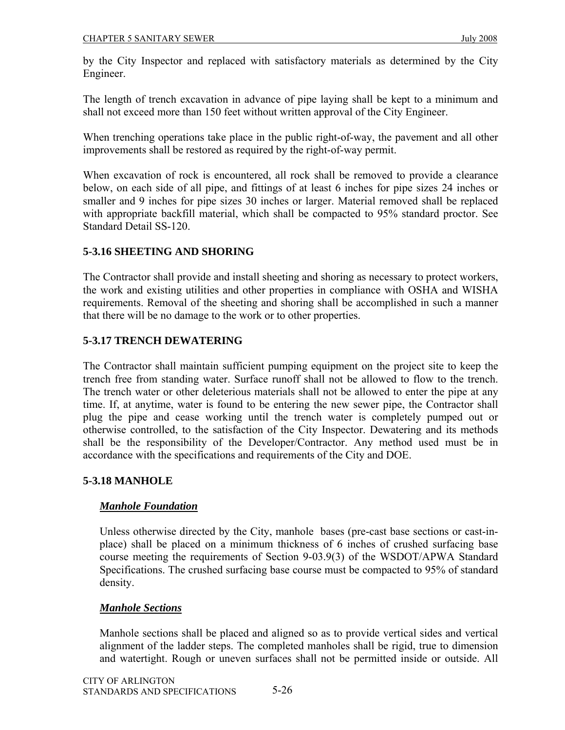by the City Inspector and replaced with satisfactory materials as determined by the City Engineer.

The length of trench excavation in advance of pipe laying shall be kept to a minimum and shall not exceed more than 150 feet without written approval of the City Engineer.

When trenching operations take place in the public right-of-way, the pavement and all other improvements shall be restored as required by the right-of-way permit.

When excavation of rock is encountered, all rock shall be removed to provide a clearance below, on each side of all pipe, and fittings of at least 6 inches for pipe sizes 24 inches or smaller and 9 inches for pipe sizes 30 inches or larger. Material removed shall be replaced with appropriate backfill material, which shall be compacted to 95% standard proctor. See Standard Detail SS-120.

### 5-3.16 SHEETING AND SHORING

The Contractor shall provide and install sheeting and shoring as necessary to protect workers, the work and existing utilities and other properties in compliance with OSHA and WISHA requirements. Removal of the sheeting and shoring shall be accomplished in such a manner that there will be no damage to the work or to other properties.

### 5-3.17 TRENCH DEWATERING

The Contractor shall maintain sufficient pumping equipment on the project site to keep the trench free from standing water. Surface runoff shall not be allowed to flow to the trench. The trench water or other deleterious materials shall not be allowed to enter the pipe at any time. If, at anytime, water is found to be entering the new sewer pipe, the Contractor shall plug the pipe and cease working until the trench water is completely pumped out or otherwise controlled, to the satisfaction of the City Inspector. Dewatering and its methods shall be the responsibility of the Developer/Contractor. Any method used must be in accordance with the specifications and requirements of the City and DOE.

### 5-3.18 MANHOLE

***Manhole Foundation***

Unless otherwise directed by the City, manhole bases (pre-cast base sections or cast-in-place) shall be placed on a minimum thickness of 6 inches of crushed surfacing base course meeting the requirements of Section 9-03.9(3) of the WSDOT/APWA Standard Specifications. The crushed surfacing base course must be compacted to 95% of standard density.

***Manhole Sections***

Manhole sections shall be placed and aligned so as to provide vertical sides and vertical alignment of the ladder steps. The completed manholes shall be rigid, true to dimension and watertight. Rough or uneven surfaces shall not be permitted inside or outside. All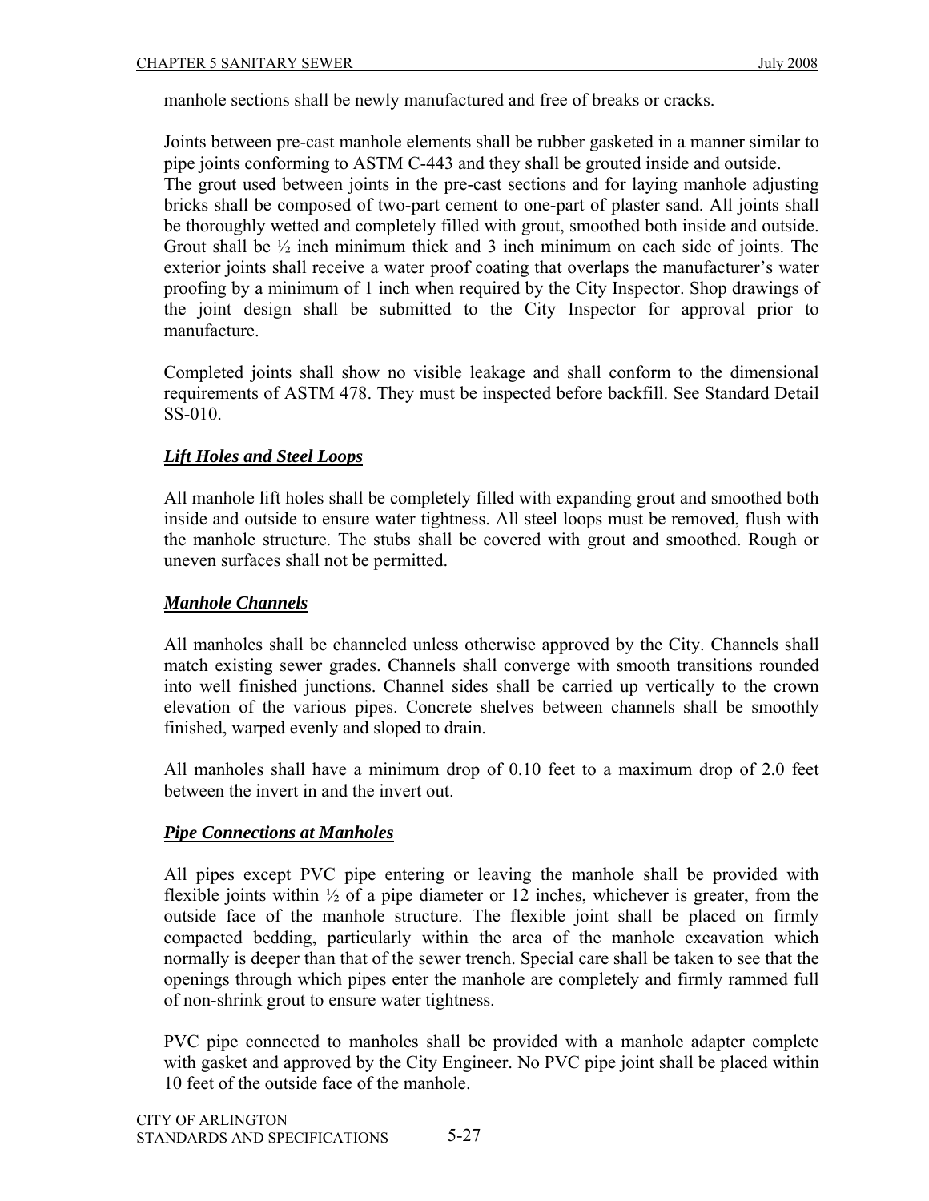manhole sections shall be newly manufactured and free of breaks or cracks.

Joints between pre-cast manhole elements shall be rubber gasketed in a manner similar to pipe joints conforming to ASTM C-443 and they shall be grouted inside and outside. The grout used between joints in the pre-cast sections and for laying manhole adjusting bricks shall be composed of two-part cement to one-part of plaster sand. All joints shall be thoroughly wetted and completely filled with grout, smoothed both inside and outside. Grout shall be ½ inch minimum thick and 3 inch minimum on each side of joints. The exterior joints shall receive a water proof coating that overlaps the manufacturer's water proofing by a minimum of 1 inch when required by the City Inspector. Shop drawings of the joint design shall be submitted to the City Inspector for approval prior to manufacture.

Completed joints shall show no visible leakage and shall conform to the dimensional requirements of ASTM 478. They must be inspected before backfill. See Standard Detail SS-010.

***Lift Holes and Steel Loops***

All manhole lift holes shall be completely filled with expanding grout and smoothed both inside and outside to ensure water tightness. All steel loops must be removed, flush with the manhole structure. The stubs shall be covered with grout and smoothed. Rough or uneven surfaces shall not be permitted.

***Manhole Channels***

All manholes shall be channeled unless otherwise approved by the City. Channels shall match existing sewer grades. Channels shall converge with smooth transitions rounded into well finished junctions. Channel sides shall be carried up vertically to the crown elevation of the various pipes. Concrete shelves between channels shall be smoothly finished, warped evenly and sloped to drain.

All manholes shall have a minimum drop of 0.10 feet to a maximum drop of 2.0 feet between the invert in and the invert out.

***Pipe Connections at Manholes***

All pipes except PVC pipe entering or leaving the manhole shall be provided with flexible joints within ½ of a pipe diameter or 12 inches, whichever is greater, from the outside face of the manhole structure. The flexible joint shall be placed on firmly compacted bedding, particularly within the area of the manhole excavation which normally is deeper than that of the sewer trench. Special care shall be taken to see that the openings through which pipes enter the manhole are completely and firmly rammed full of non-shrink grout to ensure water tightness.

PVC pipe connected to manholes shall be provided with a manhole adapter complete with gasket and approved by the City Engineer. No PVC pipe joint shall be placed within 10 feet of the outside face of the manhole.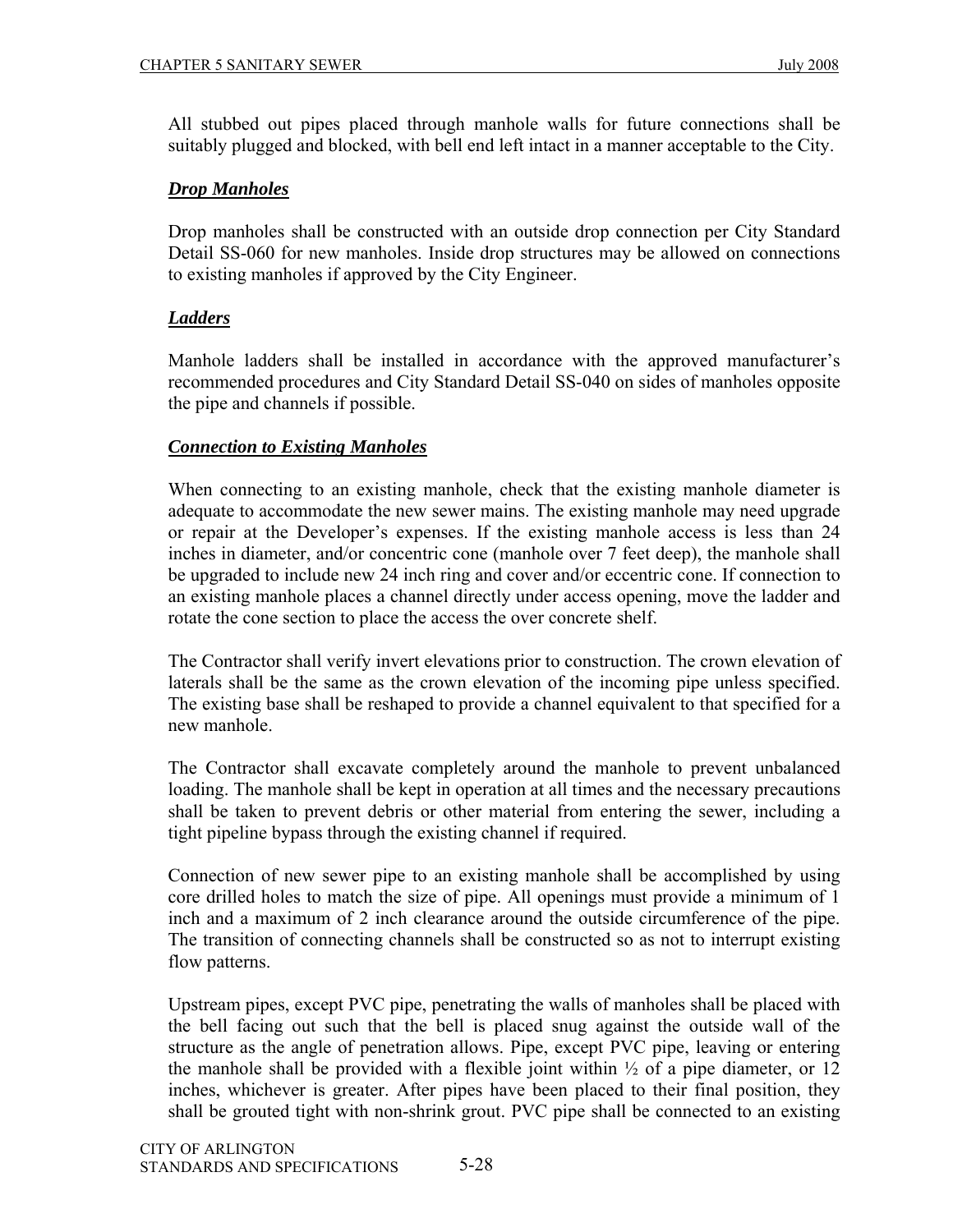All stubbed out pipes placed through manhole walls for future connections shall be suitably plugged and blocked, with bell end left intact in a manner acceptable to the City.

### ***Drop Manholes***

Drop manholes shall be constructed with an outside drop connection per City Standard Detail SS-060 for new manholes. Inside drop structures may be allowed on connections to existing manholes if approved by the City Engineer.

### ***Ladders***

Manhole ladders shall be installed in accordance with the approved manufacturer's recommended procedures and City Standard Detail SS-040 on sides of manholes opposite the pipe and channels if possible.

### ***Connection to Existing Manholes***

When connecting to an existing manhole, check that the existing manhole diameter is adequate to accommodate the new sewer mains. The existing manhole may need upgrade or repair at the Developer's expenses. If the existing manhole access is less than 24 inches in diameter, and/or concentric cone (manhole over 7 feet deep), the manhole shall be upgraded to include new 24 inch ring and cover and/or eccentric cone. If connection to an existing manhole places a channel directly under access opening, move the ladder and rotate the cone section to place the access the over concrete shelf.

The Contractor shall verify invert elevations prior to construction. The crown elevation of laterals shall be the same as the crown elevation of the incoming pipe unless specified. The existing base shall be reshaped to provide a channel equivalent to that specified for a new manhole.

The Contractor shall excavate completely around the manhole to prevent unbalanced loading. The manhole shall be kept in operation at all times and the necessary precautions shall be taken to prevent debris or other material from entering the sewer, including a tight pipeline bypass through the existing channel if required.

Connection of new sewer pipe to an existing manhole shall be accomplished by using core drilled holes to match the size of pipe. All openings must provide a minimum of 1 inch and a maximum of 2 inch clearance around the outside circumference of the pipe. The transition of connecting channels shall be constructed so as not to interrupt existing flow patterns.

Upstream pipes, except PVC pipe, penetrating the walls of manholes shall be placed with the bell facing out such that the bell is placed snug against the outside wall of the structure as the angle of penetration allows. Pipe, except PVC pipe, leaving or entering the manhole shall be provided with a flexible joint within ½ of a pipe diameter, or 12 inches, whichever is greater. After pipes have been placed to their final position, they shall be grouted tight with non-shrink grout. PVC pipe shall be connected to an existing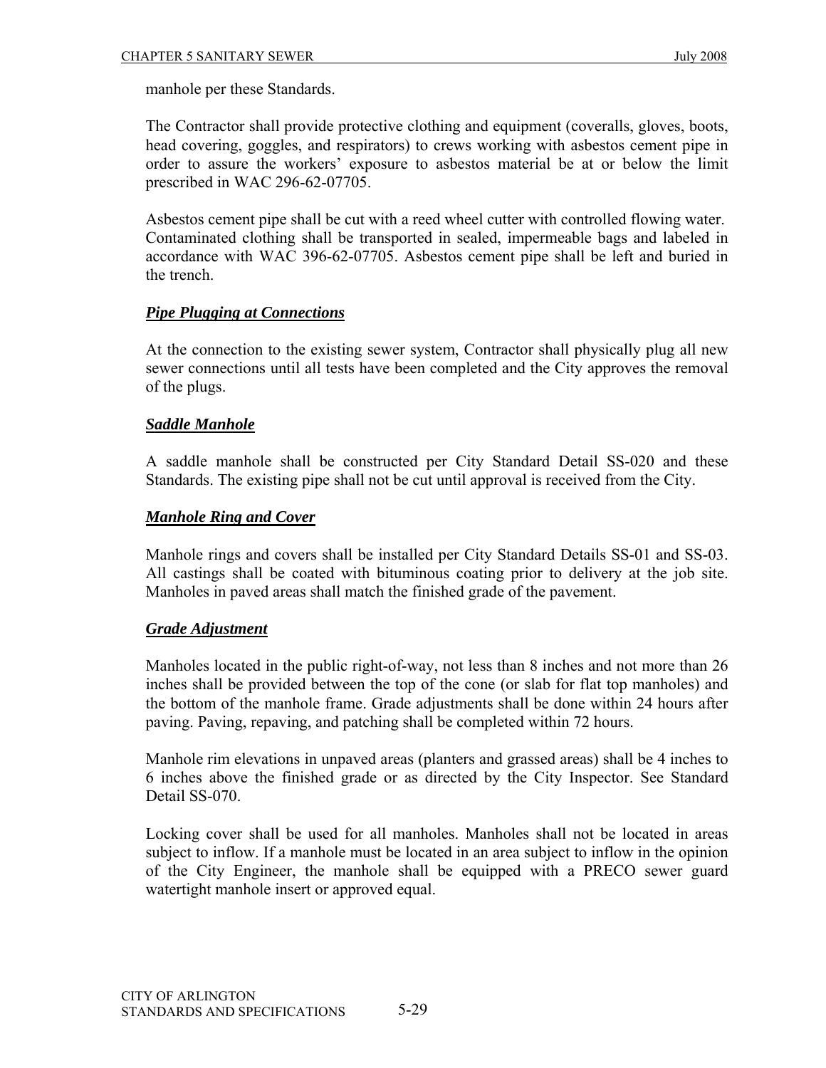manhole per these Standards.

The Contractor shall provide protective clothing and equipment (coveralls, gloves, boots, head covering, goggles, and respirators) to crews working with asbestos cement pipe in order to assure the workers' exposure to asbestos material be at or below the limit prescribed in WAC 296-62-07705.

Asbestos cement pipe shall be cut with a reed wheel cutter with controlled flowing water. Contaminated clothing shall be transported in sealed, impermeable bags and labeled in accordance with WAC 396-62-07705. Asbestos cement pipe shall be left and buried in the trench.

***Pipe Plugging at Connections***

At the connection to the existing sewer system, Contractor shall physically plug all new sewer connections until all tests have been completed and the City approves the removal of the plugs.

***Saddle Manhole***

A saddle manhole shall be constructed per City Standard Detail SS-020 and these Standards. The existing pipe shall not be cut until approval is received from the City.

***Manhole Ring and Cover***

Manhole rings and covers shall be installed per City Standard Details SS-01 and SS-03. All castings shall be coated with bituminous coating prior to delivery at the job site. Manholes in paved areas shall match the finished grade of the pavement.

***Grade Adjustment***

Manholes located in the public right-of-way, not less than 8 inches and not more than 26 inches shall be provided between the top of the cone (or slab for flat top manholes) and the bottom of the manhole frame. Grade adjustments shall be done within 24 hours after paving. Paving, repaving, and patching shall be completed within 72 hours.

Manhole rim elevations in unpaved areas (planters and grassed areas) shall be 4 inches to 6 inches above the finished grade or as directed by the City Inspector. See Standard Detail SS-070.

Locking cover shall be used for all manholes. Manholes shall not be located in areas subject to inflow. If a manhole must be located in an area subject to inflow in the opinion of the City Engineer, the manhole shall be equipped with a PRECO sewer guard watertight manhole insert or approved equal.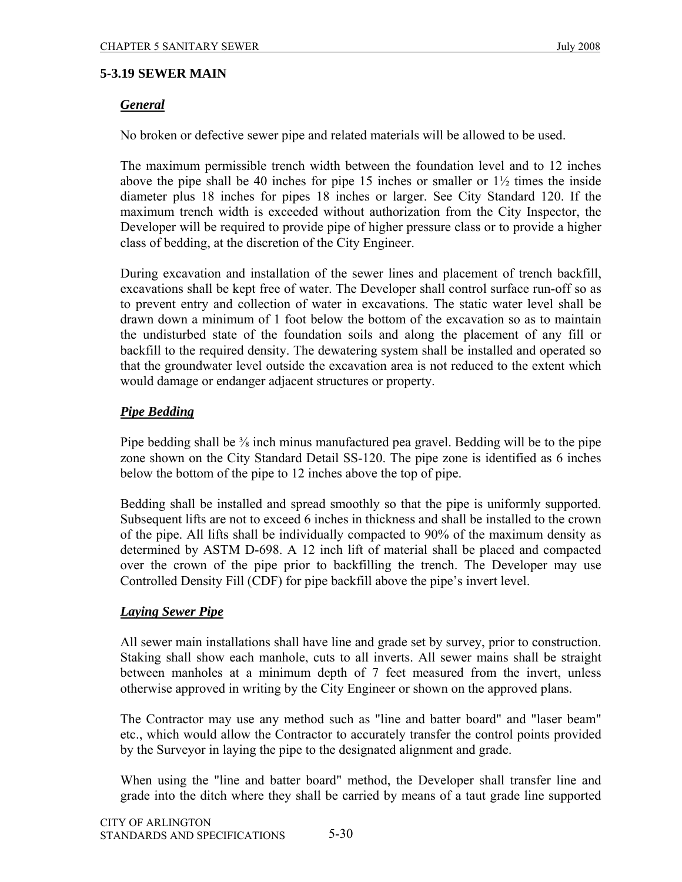### 5-3.19 SEWER MAIN

***General***

No broken or defective sewer pipe and related materials will be allowed to be used.

The maximum permissible trench width between the foundation level and to 12 inches above the pipe shall be 40 inches for pipe 15 inches or smaller or 1½ times the inside diameter plus 18 inches for pipes 18 inches or larger. See City Standard 120. If the maximum trench width is exceeded without authorization from the City Inspector, the Developer will be required to provide pipe of higher pressure class or to provide a higher class of bedding, at the discretion of the City Engineer.

During excavation and installation of the sewer lines and placement of trench backfill, excavations shall be kept free of water. The Developer shall control surface run-off so as to prevent entry and collection of water in excavations. The static water level shall be drawn down a minimum of 1 foot below the bottom of the excavation so as to maintain the undisturbed state of the foundation soils and along the placement of any fill or backfill to the required density. The dewatering system shall be installed and operated so that the groundwater level outside the excavation area is not reduced to the extent which would damage or endanger adjacent structures or property.

***Pipe Bedding***

Pipe bedding shall be ⅜ inch minus manufactured pea gravel. Bedding will be to the pipe zone shown on the City Standard Detail SS-120. The pipe zone is identified as 6 inches below the bottom of the pipe to 12 inches above the top of pipe.

Bedding shall be installed and spread smoothly so that the pipe is uniformly supported. Subsequent lifts are not to exceed 6 inches in thickness and shall be installed to the crown of the pipe. All lifts shall be individually compacted to 90% of the maximum density as determined by ASTM D-698. A 12 inch lift of material shall be placed and compacted over the crown of the pipe prior to backfilling the trench. The Developer may use Controlled Density Fill (CDF) for pipe backfill above the pipe's invert level.

***Laying Sewer Pipe***

All sewer main installations shall have line and grade set by survey, prior to construction. Staking shall show each manhole, cuts to all inverts. All sewer mains shall be straight between manholes at a minimum depth of 7 feet measured from the invert, unless otherwise approved in writing by the City Engineer or shown on the approved plans.

The Contractor may use any method such as "line and batter board" and "laser beam" etc., which would allow the Contractor to accurately transfer the control points provided by the Surveyor in laying the pipe to the designated alignment and grade.

When using the "line and batter board" method, the Developer shall transfer line and grade into the ditch where they shall be carried by means of a taut grade line supported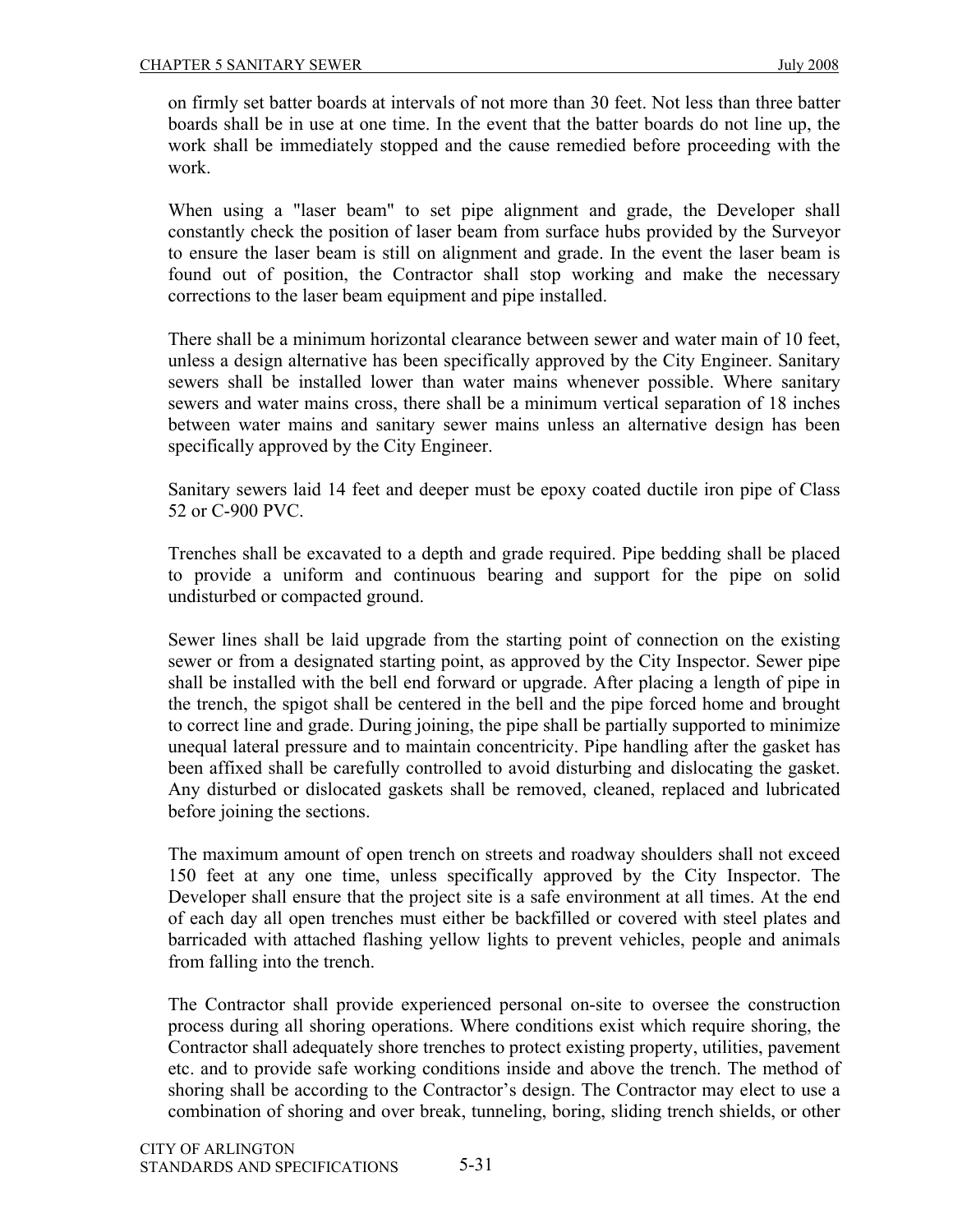on firmly set batter boards at intervals of not more than 30 feet. Not less than three batter boards shall be in use at one time. In the event that the batter boards do not line up, the work shall be immediately stopped and the cause remedied before proceeding with the work.

When using a "laser beam" to set pipe alignment and grade, the Developer shall constantly check the position of laser beam from surface hubs provided by the Surveyor to ensure the laser beam is still on alignment and grade. In the event the laser beam is found out of position, the Contractor shall stop working and make the necessary corrections to the laser beam equipment and pipe installed.

There shall be a minimum horizontal clearance between sewer and water main of 10 feet, unless a design alternative has been specifically approved by the City Engineer. Sanitary sewers shall be installed lower than water mains whenever possible. Where sanitary sewers and water mains cross, there shall be a minimum vertical separation of 18 inches between water mains and sanitary sewer mains unless an alternative design has been specifically approved by the City Engineer.

Sanitary sewers laid 14 feet and deeper must be epoxy coated ductile iron pipe of Class 52 or C-900 PVC.

Trenches shall be excavated to a depth and grade required. Pipe bedding shall be placed to provide a uniform and continuous bearing and support for the pipe on solid undisturbed or compacted ground.

Sewer lines shall be laid upgrade from the starting point of connection on the existing sewer or from a designated starting point, as approved by the City Inspector. Sewer pipe shall be installed with the bell end forward or upgrade. After placing a length of pipe in the trench, the spigot shall be centered in the bell and the pipe forced home and brought to correct line and grade. During joining, the pipe shall be partially supported to minimize unequal lateral pressure and to maintain concentricity. Pipe handling after the gasket has been affixed shall be carefully controlled to avoid disturbing and dislocating the gasket. Any disturbed or dislocated gaskets shall be removed, cleaned, replaced and lubricated before joining the sections.

The maximum amount of open trench on streets and roadway shoulders shall not exceed 150 feet at any one time, unless specifically approved by the City Inspector. The Developer shall ensure that the project site is a safe environment at all times. At the end of each day all open trenches must either be backfilled or covered with steel plates and barricaded with attached flashing yellow lights to prevent vehicles, people and animals from falling into the trench.

The Contractor shall provide experienced personal on-site to oversee the construction process during all shoring operations. Where conditions exist which require shoring, the Contractor shall adequately shore trenches to protect existing property, utilities, pavement etc. and to provide safe working conditions inside and above the trench. The method of shoring shall be according to the Contractor's design. The Contractor may elect to use a combination of shoring and over break, tunneling, boring, sliding trench shields, or other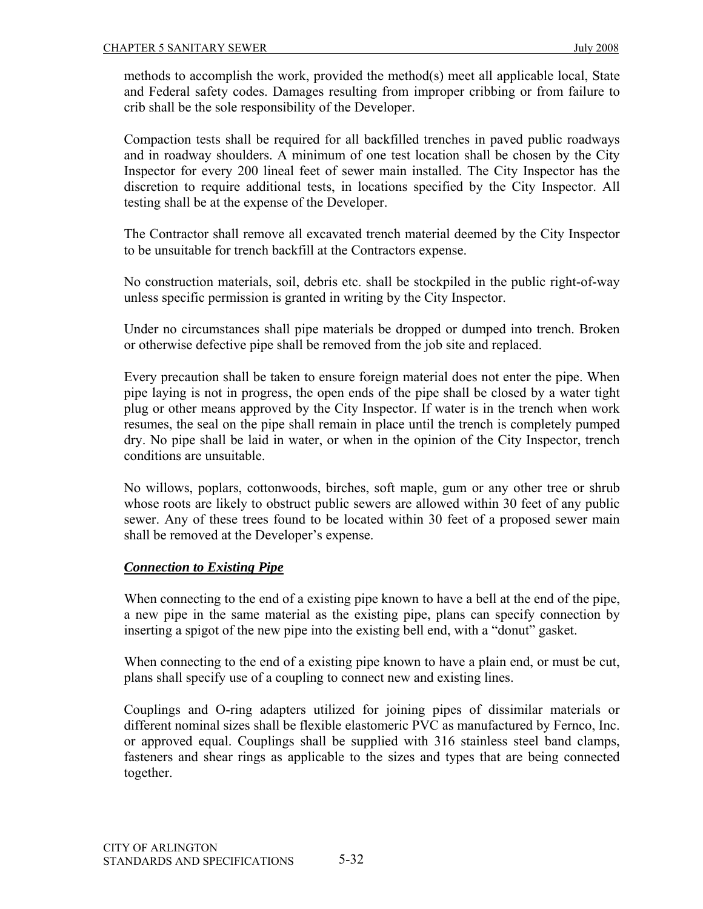methods to accomplish the work, provided the method(s) meet all applicable local, State and Federal safety codes. Damages resulting from improper cribbing or from failure to crib shall be the sole responsibility of the Developer.

Compaction tests shall be required for all backfilled trenches in paved public roadways and in roadway shoulders. A minimum of one test location shall be chosen by the City Inspector for every 200 lineal feet of sewer main installed. The City Inspector has the discretion to require additional tests, in locations specified by the City Inspector. All testing shall be at the expense of the Developer.

The Contractor shall remove all excavated trench material deemed by the City Inspector to be unsuitable for trench backfill at the Contractors expense.

No construction materials, soil, debris etc. shall be stockpiled in the public right-of-way unless specific permission is granted in writing by the City Inspector.

Under no circumstances shall pipe materials be dropped or dumped into trench. Broken or otherwise defective pipe shall be removed from the job site and replaced.

Every precaution shall be taken to ensure foreign material does not enter the pipe. When pipe laying is not in progress, the open ends of the pipe shall be closed by a water tight plug or other means approved by the City Inspector. If water is in the trench when work resumes, the seal on the pipe shall remain in place until the trench is completely pumped dry. No pipe shall be laid in water, or when in the opinion of the City Inspector, trench conditions are unsuitable.

No willows, poplars, cottonwoods, birches, soft maple, gum or any other tree or shrub whose roots are likely to obstruct public sewers are allowed within 30 feet of any public sewer. Any of these trees found to be located within 30 feet of a proposed sewer main shall be removed at the Developer's expense.

***Connection to Existing Pipe***

When connecting to the end of a existing pipe known to have a bell at the end of the pipe, a new pipe in the same material as the existing pipe, plans can specify connection by inserting a spigot of the new pipe into the existing bell end, with a "donut" gasket.

When connecting to the end of a existing pipe known to have a plain end, or must be cut, plans shall specify use of a coupling to connect new and existing lines.

Couplings and O-ring adapters utilized for joining pipes of dissimilar materials or different nominal sizes shall be flexible elastomeric PVC as manufactured by Fernco, Inc. or approved equal. Couplings shall be supplied with 316 stainless steel band clamps, fasteners and shear rings as applicable to the sizes and types that are being connected together.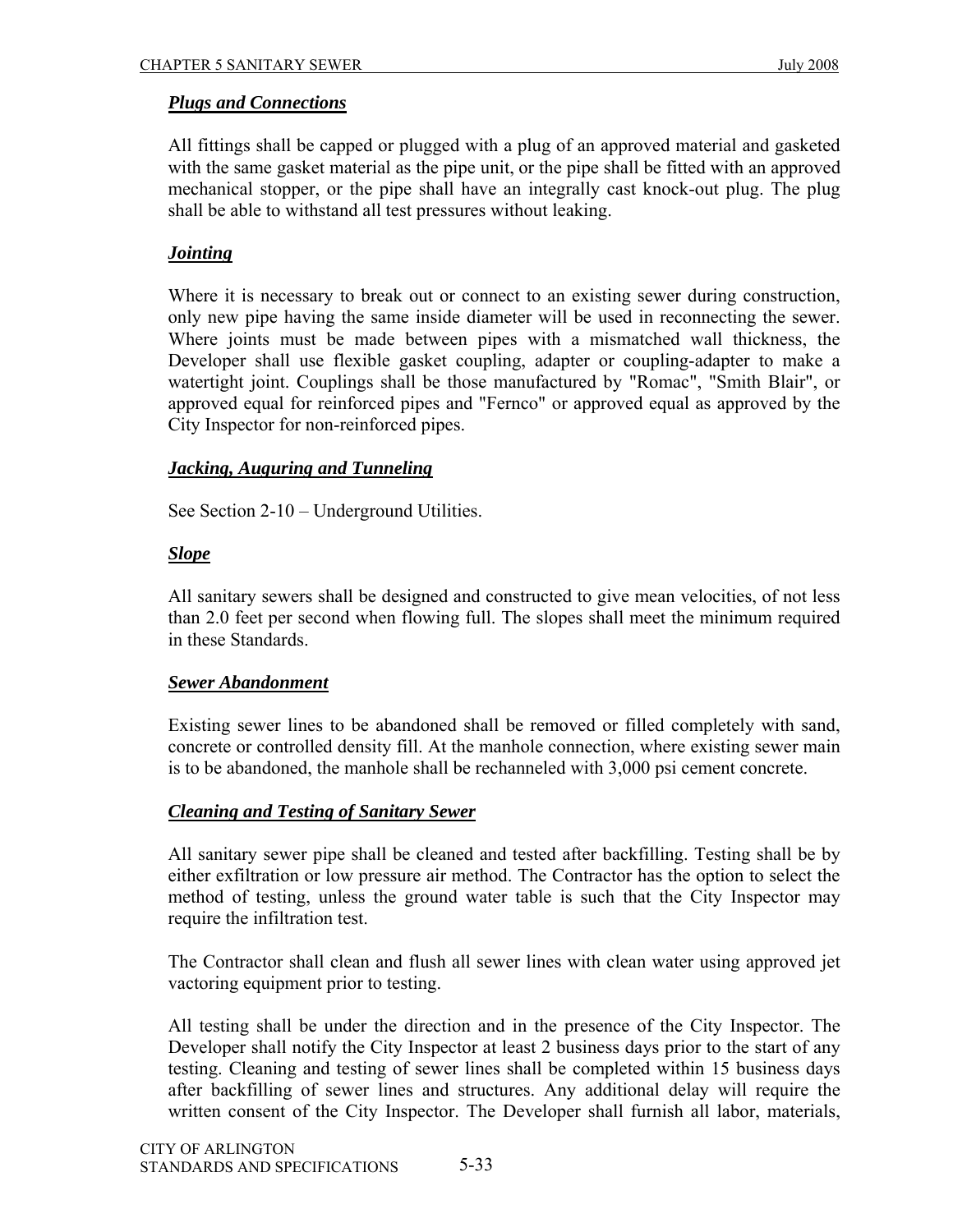### ***Plugs and Connections***

All fittings shall be capped or plugged with a plug of an approved material and gasketed with the same gasket material as the pipe unit, or the pipe shall be fitted with an approved mechanical stopper, or the pipe shall have an integrally cast knock-out plug. The plug shall be able to withstand all test pressures without leaking.

### ***Jointing***

Where it is necessary to break out or connect to an existing sewer during construction, only new pipe having the same inside diameter will be used in reconnecting the sewer. Where joints must be made between pipes with a mismatched wall thickness, the Developer shall use flexible gasket coupling, adapter or coupling-adapter to make a watertight joint. Couplings shall be those manufactured by "Romac", "Smith Blair", or approved equal for reinforced pipes and "Fernco" or approved equal as approved by the City Inspector for non-reinforced pipes.

### ***Jacking, Auguring and Tunneling***

See Section 2-10 – Underground Utilities.

### ***Slope***

All sanitary sewers shall be designed and constructed to give mean velocities, of not less than 2.0 feet per second when flowing full. The slopes shall meet the minimum required in these Standards.

### ***Sewer Abandonment***

Existing sewer lines to be abandoned shall be removed or filled completely with sand, concrete or controlled density fill. At the manhole connection, where existing sewer main is to be abandoned, the manhole shall be rechanneled with 3,000 psi cement concrete.

### ***Cleaning and Testing of Sanitary Sewer***

All sanitary sewer pipe shall be cleaned and tested after backfilling. Testing shall be by either exfiltration or low pressure air method. The Contractor has the option to select the method of testing, unless the ground water table is such that the City Inspector may require the infiltration test.

The Contractor shall clean and flush all sewer lines with clean water using approved jet vactoring equipment prior to testing.

All testing shall be under the direction and in the presence of the City Inspector. The Developer shall notify the City Inspector at least 2 business days prior to the start of any testing. Cleaning and testing of sewer lines shall be completed within 15 business days after backfilling of sewer lines and structures. Any additional delay will require the written consent of the City Inspector. The Developer shall furnish all labor, materials,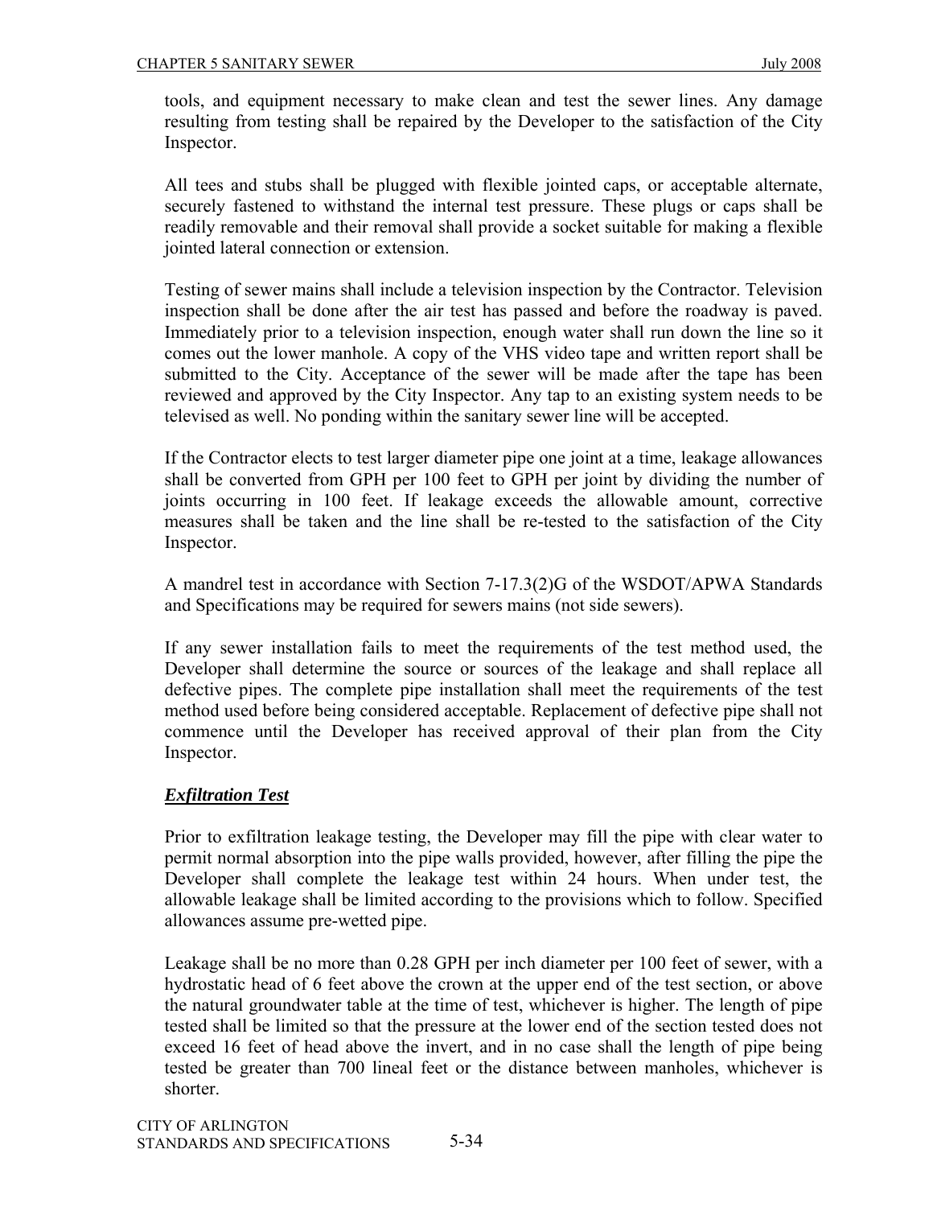tools, and equipment necessary to make clean and test the sewer lines. Any damage resulting from testing shall be repaired by the Developer to the satisfaction of the City Inspector.

All tees and stubs shall be plugged with flexible jointed caps, or acceptable alternate, securely fastened to withstand the internal test pressure. These plugs or caps shall be readily removable and their removal shall provide a socket suitable for making a flexible jointed lateral connection or extension.

Testing of sewer mains shall include a television inspection by the Contractor. Television inspection shall be done after the air test has passed and before the roadway is paved. Immediately prior to a television inspection, enough water shall run down the line so it comes out the lower manhole. A copy of the VHS video tape and written report shall be submitted to the City. Acceptance of the sewer will be made after the tape has been reviewed and approved by the City Inspector. Any tap to an existing system needs to be televised as well. No ponding within the sanitary sewer line will be accepted.

If the Contractor elects to test larger diameter pipe one joint at a time, leakage allowances shall be converted from GPH per 100 feet to GPH per joint by dividing the number of joints occurring in 100 feet. If leakage exceeds the allowable amount, corrective measures shall be taken and the line shall be re-tested to the satisfaction of the City Inspector.

A mandrel test in accordance with Section 7-17.3(2)G of the WSDOT/APWA Standards and Specifications may be required for sewers mains (not side sewers).

If any sewer installation fails to meet the requirements of the test method used, the Developer shall determine the source or sources of the leakage and shall replace all defective pipes. The complete pipe installation shall meet the requirements of the test method used before being considered acceptable. Replacement of defective pipe shall not commence until the Developer has received approval of their plan from the City Inspector.

***Exfiltration Test***

Prior to exfiltration leakage testing, the Developer may fill the pipe with clear water to permit normal absorption into the pipe walls provided, however, after filling the pipe the Developer shall complete the leakage test within 24 hours. When under test, the allowable leakage shall be limited according to the provisions which to follow. Specified allowances assume pre-wetted pipe.

Leakage shall be no more than 0.28 GPH per inch diameter per 100 feet of sewer, with a hydrostatic head of 6 feet above the crown at the upper end of the test section, or above the natural groundwater table at the time of test, whichever is higher. The length of pipe tested shall be limited so that the pressure at the lower end of the section tested does not exceed 16 feet of head above the invert, and in no case shall the length of pipe being tested be greater than 700 lineal feet or the distance between manholes, whichever is shorter.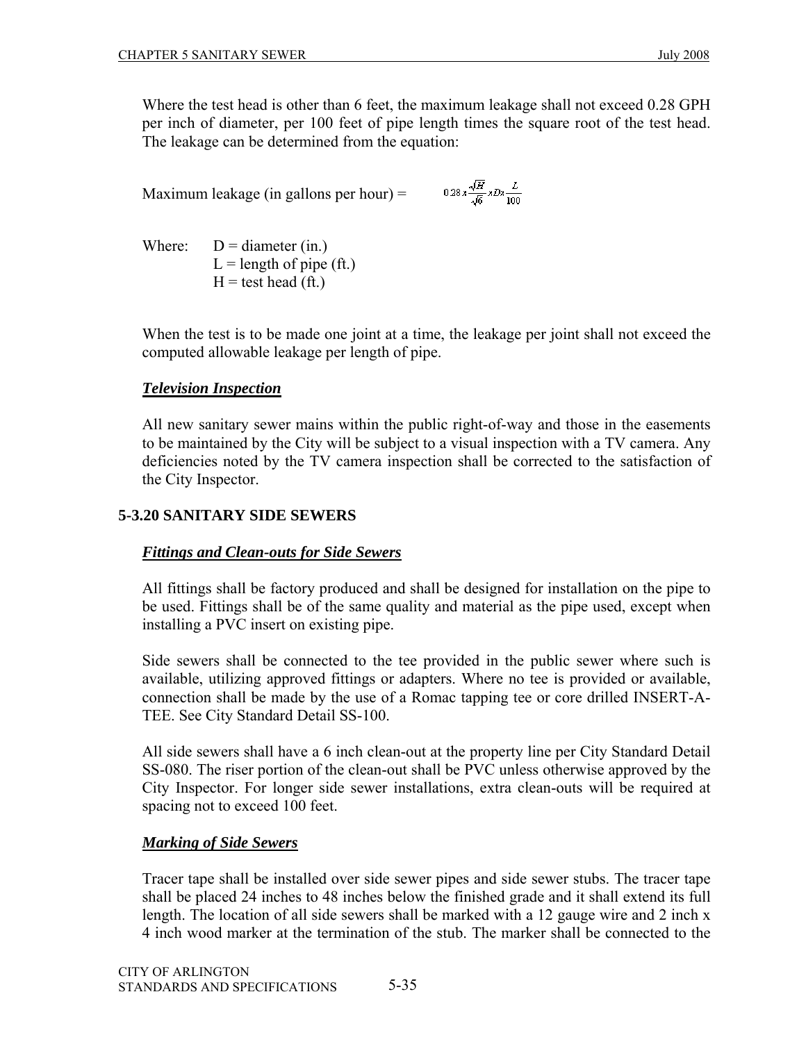Where the test head is other than 6 feet, the maximum leakage shall not exceed 0.28 GPH per inch of diameter, per 100 feet of pipe length times the square root of the test head. The leakage can be determined from the equation:

Maximum leakage (in gallons per hour) = $0.28 x \frac{\sqrt{H}}{\sqrt{6}} x D x \frac{L}{100}$

Where: D = diameter (in.)
L = length of pipe (ft.)
H = test head (ft.)

When the test is to be made one joint at a time, the leakage per joint shall not exceed the computed allowable leakage per length of pipe.

***Television Inspection***

All new sanitary sewer mains within the public right-of-way and those in the easements to be maintained by the City will be subject to a visual inspection with a TV camera. Any deficiencies noted by the TV camera inspection shall be corrected to the satisfaction of the City Inspector.

## 5-3.20 SANITARY SIDE SEWERS

***Fittings and Clean-outs for Side Sewers***

All fittings shall be factory produced and shall be designed for installation on the pipe to be used. Fittings shall be of the same quality and material as the pipe used, except when installing a PVC insert on existing pipe.

Side sewers shall be connected to the tee provided in the public sewer where such is available, utilizing approved fittings or adapters. Where no tee is provided or available, connection shall be made by the use of a Romac tapping tee or core drilled INSERT-A-TEE. See City Standard Detail SS-100.

All side sewers shall have a 6 inch clean-out at the property line per City Standard Detail SS-080. The riser portion of the clean-out shall be PVC unless otherwise approved by the City Inspector. For longer side sewer installations, extra clean-outs will be required at spacing not to exceed 100 feet.

***Marking of Side Sewers***

Tracer tape shall be installed over side sewer pipes and side sewer stubs. The tracer tape shall be placed 24 inches to 48 inches below the finished grade and it shall extend its full length. The location of all side sewers shall be marked with a 12 gauge wire and 2 inch x 4 inch wood marker at the termination of the stub. The marker shall be connected to the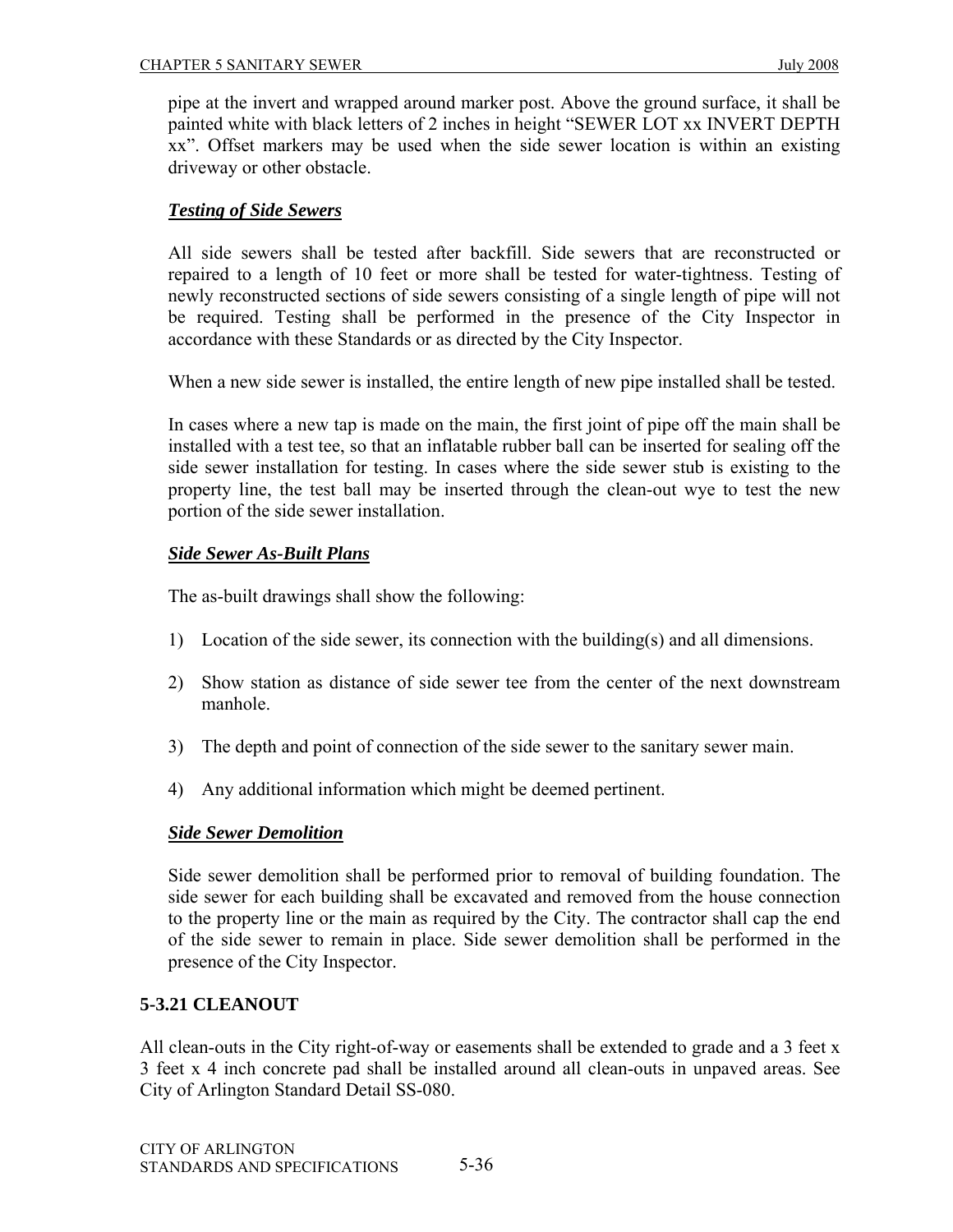pipe at the invert and wrapped around marker post. Above the ground surface, it shall be painted white with black letters of 2 inches in height "SEWER LOT xx INVERT DEPTH xx". Offset markers may be used when the side sewer location is within an existing driveway or other obstacle.

***Testing of Side Sewers***

All side sewers shall be tested after backfill. Side sewers that are reconstructed or repaired to a length of 10 feet or more shall be tested for water-tightness. Testing of newly reconstructed sections of side sewers consisting of a single length of pipe will not be required. Testing shall be performed in the presence of the City Inspector in accordance with these Standards or as directed by the City Inspector.

When a new side sewer is installed, the entire length of new pipe installed shall be tested.

In cases where a new tap is made on the main, the first joint of pipe off the main shall be installed with a test tee, so that an inflatable rubber ball can be inserted for sealing off the side sewer installation for testing. In cases where the side sewer stub is existing to the property line, the test ball may be inserted through the clean-out wye to test the new portion of the side sewer installation.

***Side Sewer As-Built Plans***

The as-built drawings shall show the following:

1) Location of the side sewer, its connection with the building(s) and all dimensions.

2) Show station as distance of side sewer tee from the center of the next downstream manhole.

3) The depth and point of connection of the side sewer to the sanitary sewer main.

4) Any additional information which might be deemed pertinent.

***Side Sewer Demolition***

Side sewer demolition shall be performed prior to removal of building foundation. The side sewer for each building shall be excavated and removed from the house connection to the property line or the main as required by the City. The contractor shall cap the end of the side sewer to remain in place. Side sewer demolition shall be performed in the presence of the City Inspector.

### 5-3.21 CLEANOUT

All clean-outs in the City right-of-way or easements shall be extended to grade and a 3 feet x 3 feet x 4 inch concrete pad shall be installed around all clean-outs in unpaved areas. See City of Arlington Standard Detail SS-080.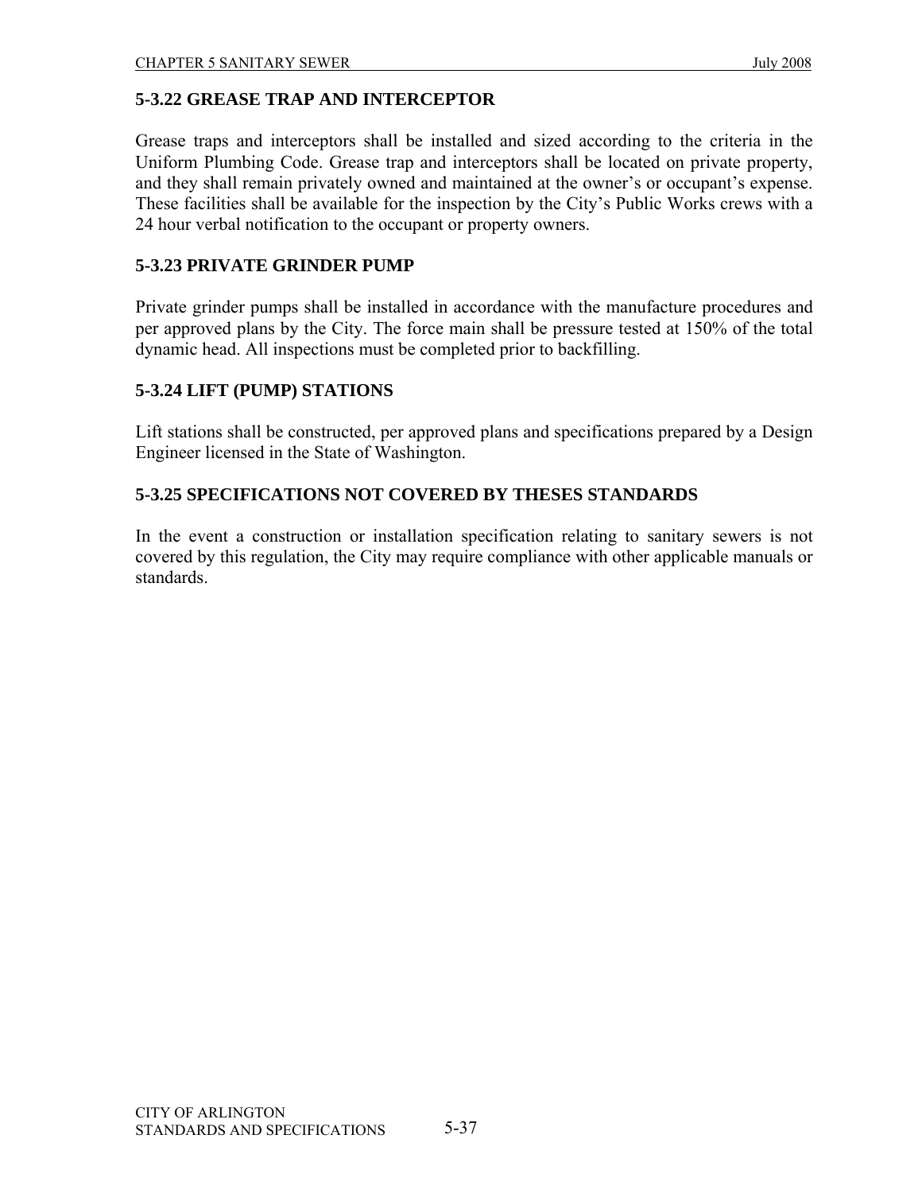### 5-3.22 GREASE TRAP AND INTERCEPTOR

Grease traps and interceptors shall be installed and sized according to the criteria in the Uniform Plumbing Code. Grease trap and interceptors shall be located on private property, and they shall remain privately owned and maintained at the owner's or occupant's expense. These facilities shall be available for the inspection by the City's Public Works crews with a 24 hour verbal notification to the occupant or property owners.

### 5-3.23 PRIVATE GRINDER PUMP

Private grinder pumps shall be installed in accordance with the manufacture procedures and per approved plans by the City. The force main shall be pressure tested at 150% of the total dynamic head. All inspections must be completed prior to backfilling.

### 5-3.24 LIFT (PUMP) STATIONS

Lift stations shall be constructed, per approved plans and specifications prepared by a Design Engineer licensed in the State of Washington.

### 5-3.25 SPECIFICATIONS NOT COVERED BY THESES STANDARDS

In the event a construction or installation specification relating to sanitary sewers is not covered by this regulation, the City may require compliance with other applicable manuals or standards.